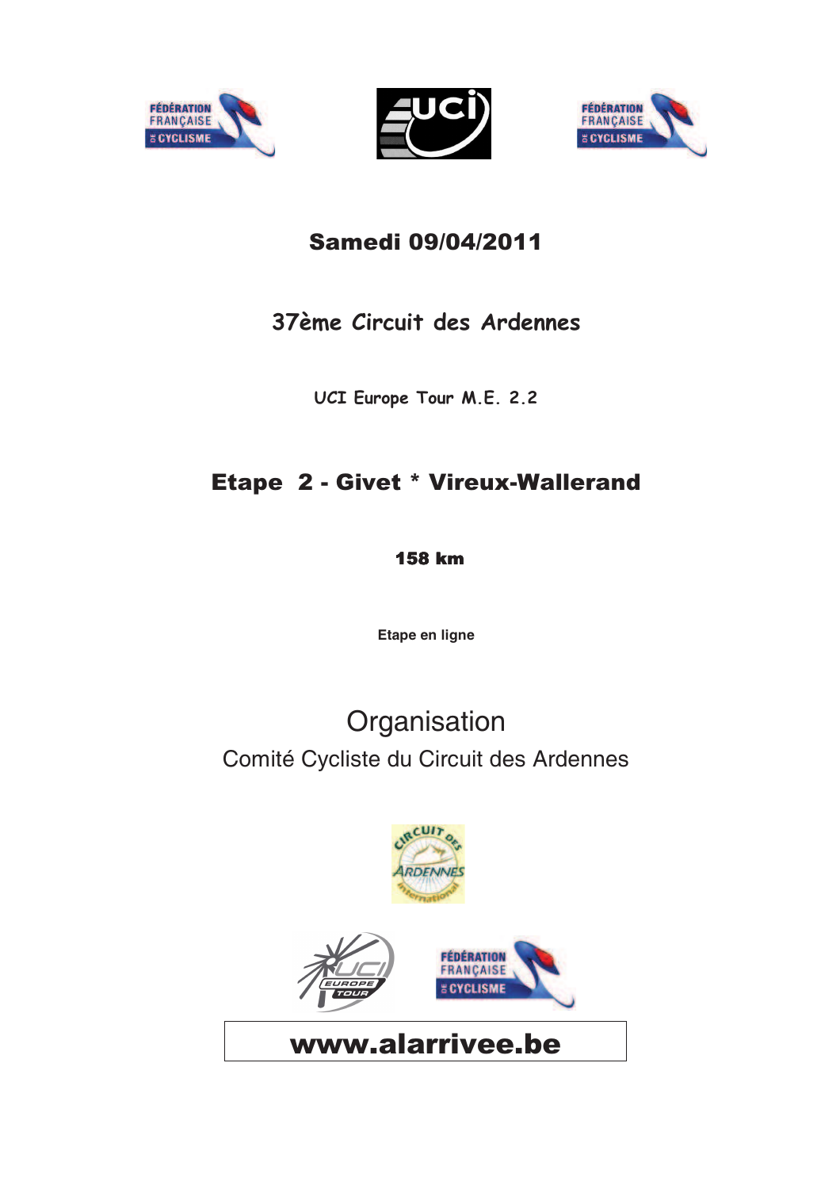**Samedi 09/04/2011**

# 37ème Circuit des Ardennes

UCI Europe Tour M.E. 2.2

## Etape 2 - Givet * Vireux-Wallerand

**158 km**

**Etape en ligne**

## Organisation

Comité Cycliste du Circuit des Ardennes

**www.alarrivee.be**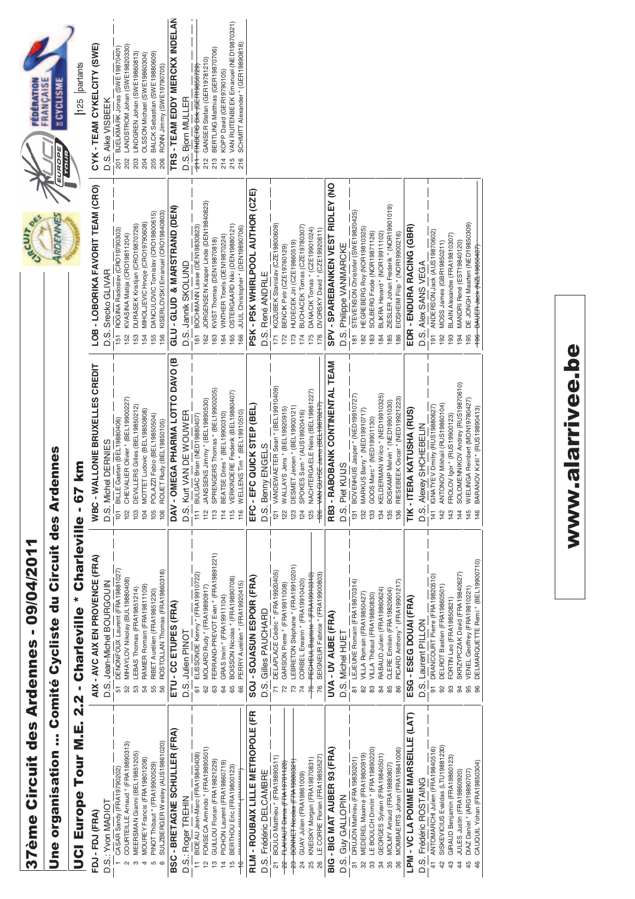# 37ème Circuit des Ardennes - 09/04/2011

## Une organisation ... Comité Cycliste du Circuit des Ardennes

## UCI Europe Tour M.E. 2.2 - Charleville * Charleville - 67 km

125 partants

### FDJ - FDJ (FRA)
D.S.: Yvon MADIOT
1 CASAR Sandy (FRA19790202)
2 COURTEILLE Arnaud * (FRA19890313)
3 MEERSMAN Gianni (BEL19851205)
4 MOUREY Francis (FRA19801208)
5 PINOT Thibaut * (FRA19900529)
6 SULZBERGER Wesley (AUS19861020)

### BSC - BRETAGNE SCHULLER (FRA)
D.S.: Roger TREHIN
11 BIDEAU Jean-Marc (FRA19840408)
12 FONSECA Armindo * (FRA19890501)
13 GUILLOU Florian (FRA19821229)
14 PICHON Laurent (FRA19860719)
15 BERTHOU Eric (FRA19800123)
~~16 ...~~

### RLM - ROUBAIX LILLE METROPOLE (FR
D.S. Frédéric DELCAMBRE
21 BOULO Matthieu * (FRA19890511)
~~22 FLAHAUT Denis (FRA19781129)~~
~~23 BONNET Nicolas (FRA19890321)~~
24 GUAY Julien (FRA19861009)
25 KNEISKY Morgan (FRA19870831)
26 LE CORRE Florian (FRA19850527)

### BIG - BIG MAT AUBER 93 (FRA)
D.S. Guy GALLOPIN
31 DRUJON Mathieu (FRA19830201)
32 MEDEREL Maxime (FRA19800919)
33 LE BOULCH Dimitri * (FRA19890220)
34 GEORGES Sylvain (FRA19840501)
35 MOLMY Arnaud (FRA19880807)
36 MOMBAERTS Johan (FRA19841006)

### LPM - VC LA POMME MARSEILLE (LAT)
D.S. Frédéric ROSTAING
41 ANTOMARCHI Julien (FRA19840516)
42 SISKEVICIUS Evaldas (LTU19881230)
43 GIRAUD Benjamin (FRA19860123)
44 JULES Justin (FRA19860920)
45 DIAZ Daniel * (ARG19890707)
46 CAUQUIL Yohan (FRA19850304)

### AIX - AVC AIX EN PROVENCE (FRA)
D.S. Jean-Michel BOURGOUIN
51 DENONFOUX Laurent (FRA19881027)
52 MIHAYLOV Nikolay (BUL19880408)
53 LEBAS Thomas (FRA19851214)
54 RAMIER Romain (FRA19811109)
55 RIBET Aurélien (FRA19851230)
56 ROSTOLLAN Thomas (FRA19860318)

### ETU - CC ETUPES (FRA)
D.S. Julien PINOT
61 ELISSONDE Kenny * (FRA19910722)
62 MOLARD Rudy * (FRA19890917)
63 FERRAND-PREVOT Evan * (FRA19891221)
64 GRAS Irwin * (FRA19911104)
65 BOISSON Nicolas * (FRA19890708)
66 PERRY Aurelien * (FRA19920415)

### SOJ - SOJASUN ESPOIR (FRA)
D.S. Gilles PAUCHARD
71 DELAPLACE Cédric * (FRA19920405)
72 GARSON Pierre * (FRA19911008)
73 LEBRETON Stéphane * (FRA19910201)
74 CORBEL Erwann * (FRA19910420)
~~75 PECHEUL Baptiste * (FRA19910810)~~
76 SEIGNEUR Fabrice * (FRA19900803)

### UVA - UV AUBE (FRA)
D.S. Michel HUET
81 LEJEUNE Romain (FRA19870314)
82 VILLA Romain (FRA19850427)
83 VILLA Thibaut (FRA19880830)
84 RABAUD Julien (FRA19860624)
85 CLERE Emilien (FRA19820604)
86 PICARD Anthony * (FRA19901217)

### ESG - ESEG DOUAI (FRA)
D.S. Laurent PILLON
91 DRANCOURT Pierre (FRA19820510)
92 DELROT Bastien (FRA19860501)
93 FORTIN Leo (FRA19850821)
94 SKRZYPCZAK David (FRA19840627)
95 VENEL Geoffrey (FRA19810221)
96 DELMARQUETTE Remi * (BEL19900710)

### WBC - WALLONIE BRUXELLES CREDIT
D.S. Michel DERNIES
101 BILLE Gaetan (BEL19880406)
102 CHEVALIER Olivier * (BEL19900227)
103 DEVILLERS Gilles (BEL19850212)
104 MOTTET Ludovic (BEL19850808)
105 POLAZZI Fabio (BEL19850504)
106 ROUET Rudy (BEL19850105)

### DAV - OMEGA PHARMA LOTTO DAVO (B
D.S. Kurt VAN DE WOUWER
111 BULGAC Brian (NED19880407)
112 JANSSENS Jimmy * (BEL19890530)
113 SPRENGERS Thomas * (BEL19900205)
114 BEATSE Dries * (BEL19900310)
115 VERKINDERE Frederik (BEL19880407)
116 WELLENS Tim * (BEL19910510)

### EFC - EFC QUICK STEP (BEL)
D.S. Benny ENGELS
121 VANDEWAETER Sean * (BEL19910409)
122 WALLAYS Jens * (BEL19920915)
123 DESMET Jensen * (BEL19900121)
124 SPOKES Sam * (AUS19920416)
125 NACHTERGAELE Niels (BEL19861227)
~~126 VAN GUYSE Jarno (BEL19870217)~~

### RB3 - RABOBANK CONTINENTAL TEAM
D.S. Piet KUIJS
131 BOVENHUIS Jasper * (NED19910727)
132 MARKUS Barry * (NED19910717)
133 GOOS Marc * (NED19901130)
134 KELDERMAN Wilco * (NED19910325)
135 BOSKAMP Melvin * (NED19901030)
136 RIESEBEEK Oscar * (NED19921223)

### TIK - ITERA KATUSHA (RUS)
D.S. Alexey SHCHEBELIN
141 IGNATYEV Dmitry (RUS19880627)
142 ANTONOV Mikhail (RUS19860104)
143 FROLOV Igor * (RUS19900123)
144 SOLOMENNIKOV Andrey (RUS19870610)
145 WIELINGA Reinbert (MON19780427)
146 BARANOV Kirill * (RUS19890413)

### LOB - LOBORIKA FAVORIT TEAM (CRO)
D.S. Srecko GLIVAR
151 ROGINA Radoslav (CRO19790303)
152 KVASINA Matija (CRO19811204)
153 DURASEK Kristijan (CRO19870726)
154 MIHOLJEVIC Hrvoje (CRO19790608)
155 DANCULOVIC Tomislav (CRO19880615)
156 KISERLOVSKI Emanuel (CRO19840803)

### GLU - GLUD & MARSTRAND (DEN)
D.S. Jannik SKOLUND
161 BOCHMANN Lasse (DEN19830823)
162 JORGENSEN Kasper Linde (DEN19840823)
163 KVIST Thomas (DEN19870818)
164 VINTHER Troels (DEN19870224)
165 OSTERGAARD Niki (DEN19880121)
166 JUUL Christopher * (DEN19890706)

### PSK - PSK WHIRLPOOL AUTHOR (CZE)
D.S. René ANDRLE
171 KOZUBEK Stanislav (CZE19800609)
172 BENCIK Petr (CZE19760129)
173 HUDECEK Jiri (CZE19860519)
174 BUCHACEK Tomas (CZE19780307)
175 DANACIK Tomas * (CZE19901024)
176 DVORSKY David * (CZE19920611)

### SPV - SPAREBANKEN VEST RIDLEY (NO
D.S. Philippe VANMARCKE
181 STEVENSON Christofer (SWE19820425)
182 HEGREBERG Roy (NOR19810325)
183 SOLBERG Frode (NOR19871126)
184 BLIKRA Havard * (NOR19911102)
185 ZIESLER Johan Frederik * (NOR19901019)
186 EIDSHEIM Filip * (NOR19900216)

### EDR - ENDURA RACING (GBR)
D.S. Alex SANS VEGA
191 ANDERSON Jack (AUS19870602)
192 MOSS James (GBR19850211)
193 BLAIN Alexandre (FRA19810307)
194 MANDRI René (EST19840120)
195 DE JONGH Maarten (NED19850309)
~~196 BAUER Jack (NZL19850407)~~

### CYK - TEAM CYKELCITY (SWE)
D.S. Aike VISBEEK
201 BJELKMARK Jonas (SWE19870401)
202 LANDSTROM Johan (SWE19820330)
203 LINDGREN Johan (SWE19860813)
204 OLSSON Michael (SWE19860304)
205 BALCK Sebastian (SWE19880609)
206 RONN Jimmy (SWE19790705)

### TRS - TEAM EDDY MERCKX INDELAN
D.S. Bjorn MULLER
~~211 FINDERS Dirk (GER19850729)~~
212 GANSER Stefan (GER19781210)
213 BERTLING Matthias (GER19870706)
214 KOPP David (GER19790105)
215 VAN RUITENBEEK Emanuel (NED19870321)
216 SCHMITT Alexander * (GER19890818)

www.alarrivee.be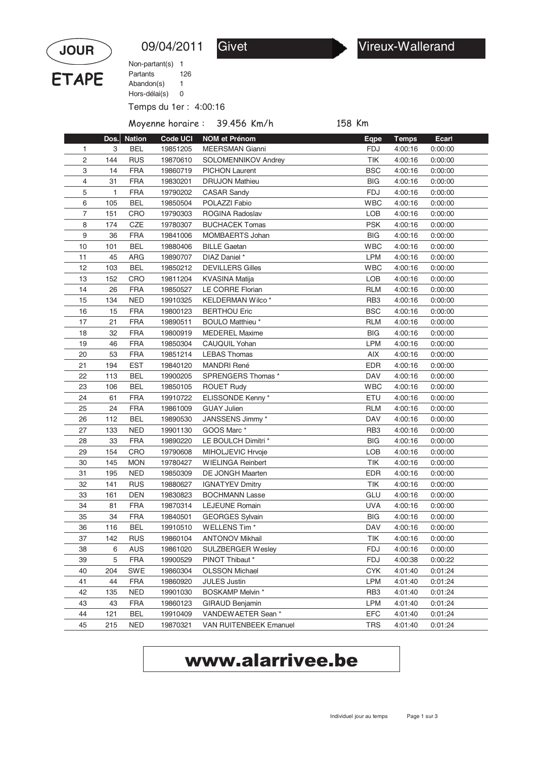**JOUR**

**ETAPE**

09/04/2011 Givet ▶ Vireux-Wallerand

Non-partant(s) 1
Partants 126
Abandon(s) 1
Hors-délai(s) 0

Temps du 1er : 4:00:16

Moyenne horaire : 39.456 Km/h 158 Km

| | Dos. | Nation | Code UCI | NOM et Prénom | Eqpe | Temps | Ecart |
|---|---|---|---|---|---|---|---|
| 1 | 3 | BEL | 19851205 | MEERSMAN Gianni | FDJ | 4:00:16 | 0:00:00 |
| 2 | 144 | RUS | 19870610 | SOLOMENNIKOV Andrey | TIK | 4:00:16 | 0:00:00 |
| 3 | 14 | FRA | 19860719 | PICHON Laurent | BSC | 4:00:16 | 0:00:00 |
| 4 | 31 | FRA | 19830201 | DRUJON Mathieu | BIG | 4:00:16 | 0:00:00 |
| 5 | 1 | FRA | 19790202 | CASAR Sandy | FDJ | 4:00:16 | 0:00:00 |
| 6 | 105 | BEL | 19850504 | POLAZZI Fabio | WBC | 4:00:16 | 0:00:00 |
| 7 | 151 | CRO | 19790303 | ROGINA Radoslav | LOB | 4:00:16 | 0:00:00 |
| 8 | 174 | CZE | 19780307 | BUCHACEK Tomas | PSK | 4:00:16 | 0:00:00 |
| 9 | 36 | FRA | 19841006 | MOMBAERTS Johan | BIG | 4:00:16 | 0:00:00 |
| 10 | 101 | BEL | 19880406 | BILLE Gaetan | WBC | 4:00:16 | 0:00:00 |
| 11 | 45 | ARG | 19890707 | DIAZ Daniel * | LPM | 4:00:16 | 0:00:00 |
| 12 | 103 | BEL | 19850212 | DEVILLERS Gilles | WBC | 4:00:16 | 0:00:00 |
| 13 | 152 | CRO | 19811204 | KVASINA Matija | LOB | 4:00:16 | 0:00:00 |
| 14 | 26 | FRA | 19850527 | LE CORRE Florian | RLM | 4:00:16 | 0:00:00 |
| 15 | 134 | NED | 19910325 | KELDERMAN Wilco * | RB3 | 4:00:16 | 0:00:00 |
| 16 | 15 | FRA | 19800123 | BERTHOU Eric | BSC | 4:00:16 | 0:00:00 |
| 17 | 21 | FRA | 19890511 | BOULO Matthieu * | RLM | 4:00:16 | 0:00:00 |
| 18 | 32 | FRA | 19800919 | MEDEREL Maxime | BIG | 4:00:16 | 0:00:00 |
| 19 | 46 | FRA | 19850304 | CAUQUIL Yohan | LPM | 4:00:16 | 0:00:00 |
| 20 | 53 | FRA | 19851214 | LEBAS Thomas | AIX | 4:00:16 | 0:00:00 |
| 21 | 194 | EST | 19840120 | MANDRI René | EDR | 4:00:16 | 0:00:00 |
| 22 | 113 | BEL | 19900205 | SPRENGERS Thomas * | DAV | 4:00:16 | 0:00:00 |
| 23 | 106 | BEL | 19850105 | ROUET Rudy | WBC | 4:00:16 | 0:00:00 |
| 24 | 61 | FRA | 19910722 | ELISSONDE Kenny * | ETU | 4:00:16 | 0:00:00 |
| 25 | 24 | FRA | 19861009 | GUAY Julien | RLM | 4:00:16 | 0:00:00 |
| 26 | 112 | BEL | 19890530 | JANSSENS Jimmy * | DAV | 4:00:16 | 0:00:00 |
| 27 | 133 | NED | 19901130 | GOOS Marc * | RB3 | 4:00:16 | 0:00:00 |
| 28 | 33 | FRA | 19890220 | LE BOULCH Dimitri * | BIG | 4:00:16 | 0:00:00 |
| 29 | 154 | CRO | 19790608 | MIHOLJEVIC Hrvoje | LOB | 4:00:16 | 0:00:00 |
| 30 | 145 | MON | 19780427 | WIELINGA Reinbert | TIK | 4:00:16 | 0:00:00 |
| 31 | 195 | NED | 19850309 | DE JONGH Maarten | EDR | 4:00:16 | 0:00:00 |
| 32 | 141 | RUS | 19880627 | IGNATYEV Dmitry | TIK | 4:00:16 | 0:00:00 |
| 33 | 161 | DEN | 19830823 | BOCHMANN Lasse | GLU | 4:00:16 | 0:00:00 |
| 34 | 81 | FRA | 19870314 | LEJEUNE Romain | UVA | 4:00:16 | 0:00:00 |
| 35 | 34 | FRA | 19840501 | GEORGES Sylvain | BIG | 4:00:16 | 0:00:00 |
| 36 | 116 | BEL | 19910510 | WELLENS Tim * | DAV | 4:00:16 | 0:00:00 |
| 37 | 142 | RUS | 19860104 | ANTONOV Mikhail | TIK | 4:00:16 | 0:00:00 |
| 38 | 6 | AUS | 19861020 | SULZBERGER Wesley | FDJ | 4:00:16 | 0:00:00 |
| 39 | 5 | FRA | 19900529 | PINOT Thibaut * | FDJ | 4:00:38 | 0:00:22 |
| 40 | 204 | SWE | 19860304 | OLSSON Michael | CYK | 4:01:40 | 0:01:24 |
| 41 | 44 | FRA | 19860920 | JULES Justin | LPM | 4:01:40 | 0:01:24 |
| 42 | 135 | NED | 19901030 | BOSKAMP Melvin * | RB3 | 4:01:40 | 0:01:24 |
| 43 | 43 | FRA | 19860123 | GIRAUD Benjamin | LPM | 4:01:40 | 0:01:24 |
| 44 | 121 | BEL | 19910409 | VANDEWAETER Sean * | EFC | 4:01:40 | 0:01:24 |
| 45 | 215 | NED | 19870321 | VAN RUITENBEEK Emanuel | TRS | 4:01:40 | 0:01:24 |

**www.alarrivee.be**

Individuel jour au temps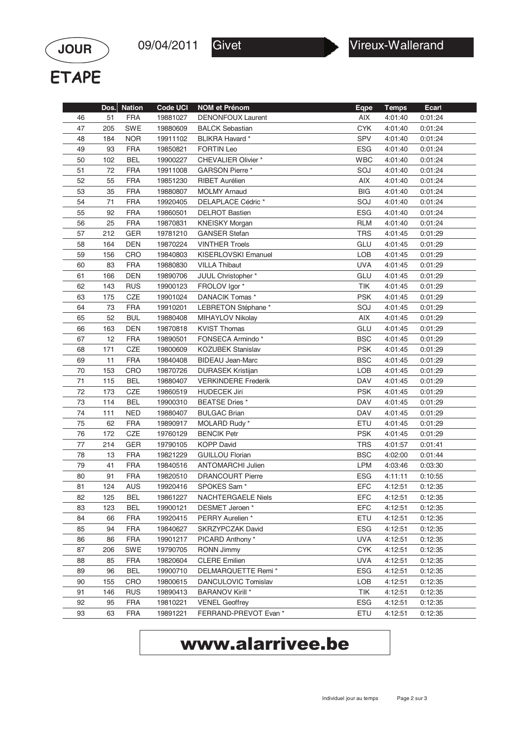**JOUR** 09/04/2011 Givet ▶ Vireux-Wallerand

**ETAPE**

| | Dos. | Nation | Code UCI | NOM et Prénom | Eqpe | Temps | Ecart |
|---|---|---|---|---|---|---|---|
| 46 | 51 | FRA | 19881027 | DENONFOUX Laurent | AIX | 4:01:40 | 0:01:24 |
| 47 | 205 | SWE | 19880609 | BALCK Sebastian | CYK | 4:01:40 | 0:01:24 |
| 48 | 184 | NOR | 19911102 | BLIKRA Havard * | SPV | 4:01:40 | 0:01:24 |
| 49 | 93 | FRA | 19850821 | FORTIN Leo | ESG | 4:01:40 | 0:01:24 |
| 50 | 102 | BEL | 19900227 | CHEVALIER Olivier * | WBC | 4:01:40 | 0:01:24 |
| 51 | 72 | FRA | 19911008 | GARSON Pierre * | SOJ | 4:01:40 | 0:01:24 |
| 52 | 55 | FRA | 19851230 | RIBET Aurélien | AIX | 4:01:40 | 0:01:24 |
| 53 | 35 | FRA | 19880807 | MOLMY Arnaud | BIG | 4:01:40 | 0:01:24 |
| 54 | 71 | FRA | 19920405 | DELAPLACE Cédric * | SOJ | 4:01:40 | 0:01:24 |
| 55 | 92 | FRA | 19860501 | DELROT Bastien | ESG | 4:01:40 | 0:01:24 |
| 56 | 25 | FRA | 19870831 | KNEISKY Morgan | RLM | 4:01:40 | 0:01:24 |
| 57 | 212 | GER | 19781210 | GANSER Stefan | TRS | 4:01:45 | 0:01:29 |
| 58 | 164 | DEN | 19870224 | VINTHER Troels | GLU | 4:01:45 | 0:01:29 |
| 59 | 156 | CRO | 19840803 | KISERLOVSKI Emanuel | LOB | 4:01:45 | 0:01:29 |
| 60 | 83 | FRA | 19880830 | VILLA Thibaut | UVA | 4:01:45 | 0:01:29 |
| 61 | 166 | DEN | 19890706 | JUUL Christopher * | GLU | 4:01:45 | 0:01:29 |
| 62 | 143 | RUS | 19900123 | FROLOV Igor * | TIK | 4:01:45 | 0:01:29 |
| 63 | 175 | CZE | 19901024 | DANACIK Tomas * | PSK | 4:01:45 | 0:01:29 |
| 64 | 73 | FRA | 19910201 | LEBRETON Stéphane * | SOJ | 4:01:45 | 0:01:29 |
| 65 | 52 | BUL | 19880408 | MIHAYLOV Nikolay | AIX | 4:01:45 | 0:01:29 |
| 66 | 163 | DEN | 19870818 | KVIST Thomas | GLU | 4:01:45 | 0:01:29 |
| 67 | 12 | FRA | 19890501 | FONSECA Armindo * | BSC | 4:01:45 | 0:01:29 |
| 68 | 171 | CZE | 19800609 | KOZUBEK Stanislav | PSK | 4:01:45 | 0:01:29 |
| 69 | 11 | FRA | 19840408 | BIDEAU Jean-Marc | BSC | 4:01:45 | 0:01:29 |
| 70 | 153 | CRO | 19870726 | DURASEK Kristijan | LOB | 4:01:45 | 0:01:29 |
| 71 | 115 | BEL | 19880407 | VERKINDERE Frederik | DAV | 4:01:45 | 0:01:29 |
| 72 | 173 | CZE | 19860519 | HUDECEK Jiri | PSK | 4:01:45 | 0:01:29 |
| 73 | 114 | BEL | 19900310 | BEATSE Dries * | DAV | 4:01:45 | 0:01:29 |
| 74 | 111 | NED | 19880407 | BULGAC Brian | DAV | 4:01:45 | 0:01:29 |
| 75 | 62 | FRA | 19890917 | MOLARD Rudy * | ETU | 4:01:45 | 0:01:29 |
| 76 | 172 | CZE | 19760129 | BENCIK Petr | PSK | 4:01:45 | 0:01:29 |
| 77 | 214 | GER | 19790105 | KOPP David | TRS | 4:01:57 | 0:01:41 |
| 78 | 13 | FRA | 19821229 | GUILLOU Florian | BSC | 4:02:00 | 0:01:44 |
| 79 | 41 | FRA | 19840516 | ANTOMARCHI Julien | LPM | 4:03:46 | 0:03:30 |
| 80 | 91 | FRA | 19820510 | DRANCOURT Pierre | ESG | 4:11:11 | 0:10:55 |
| 81 | 124 | AUS | 19920416 | SPOKES Sam * | EFC | 4:12:51 | 0:12:35 |
| 82 | 125 | BEL | 19861227 | NACHTERGAELE Niels | EFC | 4:12:51 | 0:12:35 |
| 83 | 123 | BEL | 19900121 | DESMET Jeroen * | EFC | 4:12:51 | 0:12:35 |
| 84 | 66 | FRA | 19920415 | PERRY Aurelien * | ETU | 4:12:51 | 0:12:35 |
| 85 | 94 | FRA | 19840627 | SKRZYPCZAK David | ESG | 4:12:51 | 0:12:35 |
| 86 | 86 | FRA | 19901217 | PICARD Anthony * | UVA | 4:12:51 | 0:12:35 |
| 87 | 206 | SWE | 19790705 | RONN Jimmy | CYK | 4:12:51 | 0:12:35 |
| 88 | 85 | FRA | 19820604 | CLERE Emilien | UVA | 4:12:51 | 0:12:35 |
| 89 | 96 | BEL | 19900710 | DELMARQUETTE Remi * | ESG | 4:12:51 | 0:12:35 |
| 90 | 155 | CRO | 19800615 | DANCULOVIC Tomislav | LOB | 4:12:51 | 0:12:35 |
| 91 | 146 | RUS | 19890413 | BARANOV Kirill * | TIK | 4:12:51 | 0:12:35 |
| 92 | 95 | FRA | 19810221 | VENEL Geoffrey | ESG | 4:12:51 | 0:12:35 |
| 93 | 63 | FRA | 19891221 | FERRAND-PREVOT Evan * | ETU | 4:12:51 | 0:12:35 |

**www.alarrivee.be**

Individuel jour au temps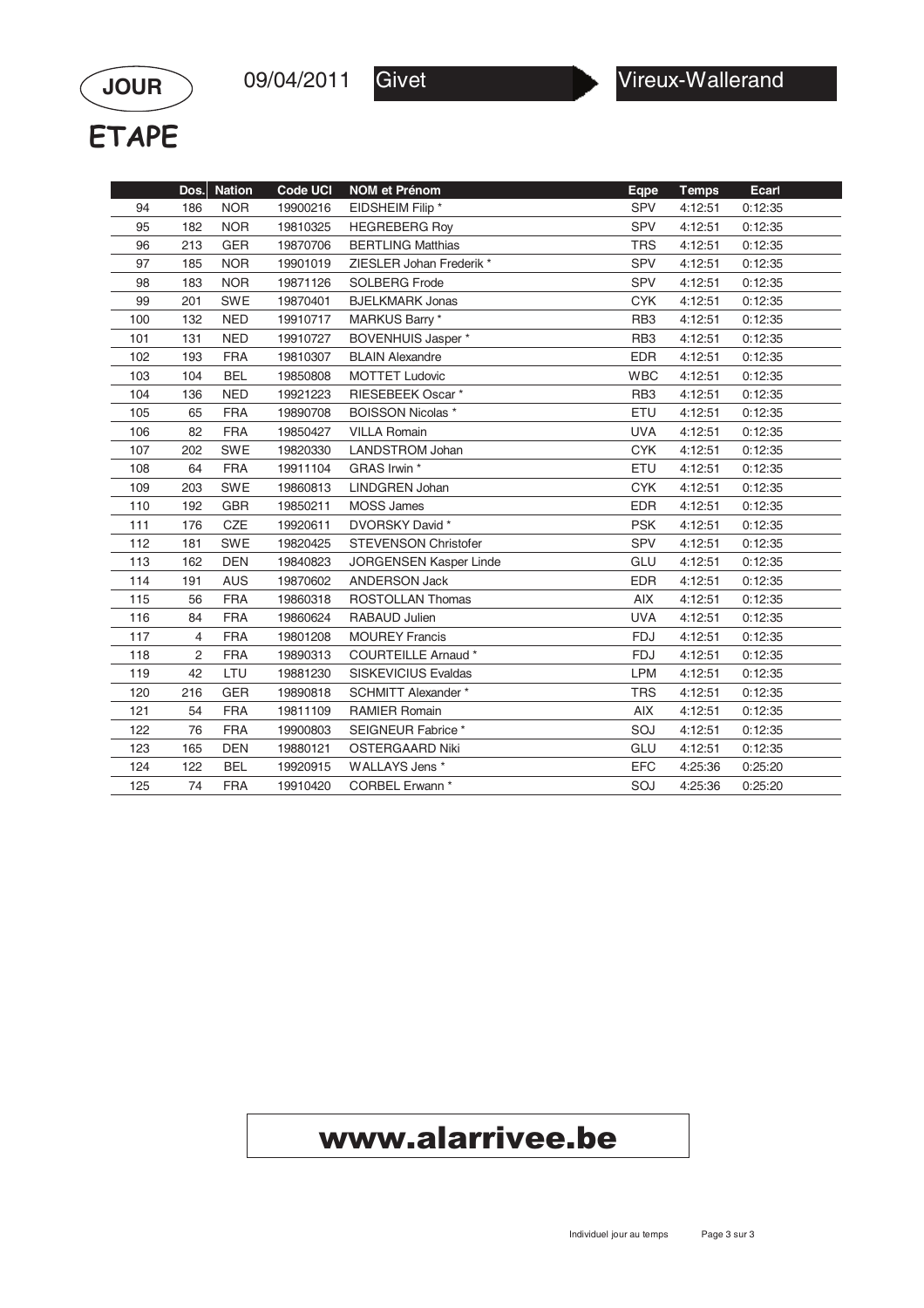**JOUR** 09/04/2011 Givet ▶ Vireux-Wallerand

# ETAPE

| | Dos. | Nation | Code UCI | NOM et Prénom | Eqpe | Temps | Ecart |
|---|---|---|---|---|---|---|---|
| 94 | 186 | NOR | 19900216 | EIDSHEIM Filip * | SPV | 4:12:51 | 0:12:35 |
| 95 | 182 | NOR | 19810325 | HEGREBERG Roy | SPV | 4:12:51 | 0:12:35 |
| 96 | 213 | GER | 19870706 | BERTLING Matthias | TRS | 4:12:51 | 0:12:35 |
| 97 | 185 | NOR | 19901019 | ZIESLER Johan Frederik * | SPV | 4:12:51 | 0:12:35 |
| 98 | 183 | NOR | 19871126 | SOLBERG Frode | SPV | 4:12:51 | 0:12:35 |
| 99 | 201 | SWE | 19870401 | BJELKMARK Jonas | CYK | 4:12:51 | 0:12:35 |
| 100 | 132 | NED | 19910717 | MARKUS Barry * | RB3 | 4:12:51 | 0:12:35 |
| 101 | 131 | NED | 19910727 | BOVENHUIS Jasper * | RB3 | 4:12:51 | 0:12:35 |
| 102 | 193 | FRA | 19810307 | BLAIN Alexandre | EDR | 4:12:51 | 0:12:35 |
| 103 | 104 | BEL | 19850808 | MOTTET Ludovic | WBC | 4:12:51 | 0:12:35 |
| 104 | 136 | NED | 19921223 | RIESEBEEK Oscar * | RB3 | 4:12:51 | 0:12:35 |
| 105 | 65 | FRA | 19890708 | BOISSON Nicolas * | ETU | 4:12:51 | 0:12:35 |
| 106 | 82 | FRA | 19850427 | VILLA Romain | UVA | 4:12:51 | 0:12:35 |
| 107 | 202 | SWE | 19820330 | LANDSTROM Johan | CYK | 4:12:51 | 0:12:35 |
| 108 | 64 | FRA | 19911104 | GRAS Irwin * | ETU | 4:12:51 | 0:12:35 |
| 109 | 203 | SWE | 19860813 | LINDGREN Johan | CYK | 4:12:51 | 0:12:35 |
| 110 | 192 | GBR | 19850211 | MOSS James | EDR | 4:12:51 | 0:12:35 |
| 111 | 176 | CZE | 19920611 | DVORSKY David * | PSK | 4:12:51 | 0:12:35 |
| 112 | 181 | SWE | 19820425 | STEVENSON Christofer | SPV | 4:12:51 | 0:12:35 |
| 113 | 162 | DEN | 19840823 | JORGENSEN Kasper Linde | GLU | 4:12:51 | 0:12:35 |
| 114 | 191 | AUS | 19870602 | ANDERSON Jack | EDR | 4:12:51 | 0:12:35 |
| 115 | 56 | FRA | 19860318 | ROSTOLLAN Thomas | AIX | 4:12:51 | 0:12:35 |
| 116 | 84 | FRA | 19860624 | RABAUD Julien | UVA | 4:12:51 | 0:12:35 |
| 117 | 4 | FRA | 19801208 | MOUREY Francis | FDJ | 4:12:51 | 0:12:35 |
| 118 | 2 | FRA | 19890313 | COURTEILLE Arnaud * | FDJ | 4:12:51 | 0:12:35 |
| 119 | 42 | LTU | 19881230 | SISKEVICIUS Evaldas | LPM | 4:12:51 | 0:12:35 |
| 120 | 216 | GER | 19890818 | SCHMITT Alexander * | TRS | 4:12:51 | 0:12:35 |
| 121 | 54 | FRA | 19811109 | RAMIER Romain | AIX | 4:12:51 | 0:12:35 |
| 122 | 76 | FRA | 19900803 | SEIGNEUR Fabrice * | SOJ | 4:12:51 | 0:12:35 |
| 123 | 165 | DEN | 19880121 | OSTERGAARD Niki | GLU | 4:12:51 | 0:12:35 |
| 124 | 122 | BEL | 19920915 | WALLAYS Jens * | EFC | 4:25:36 | 0:25:20 |
| 125 | 74 | FRA | 19910420 | CORBEL Erwann * | SOJ | 4:25:36 | 0:25:20 |

**www.alarrivee.be**

Individuel jour au temps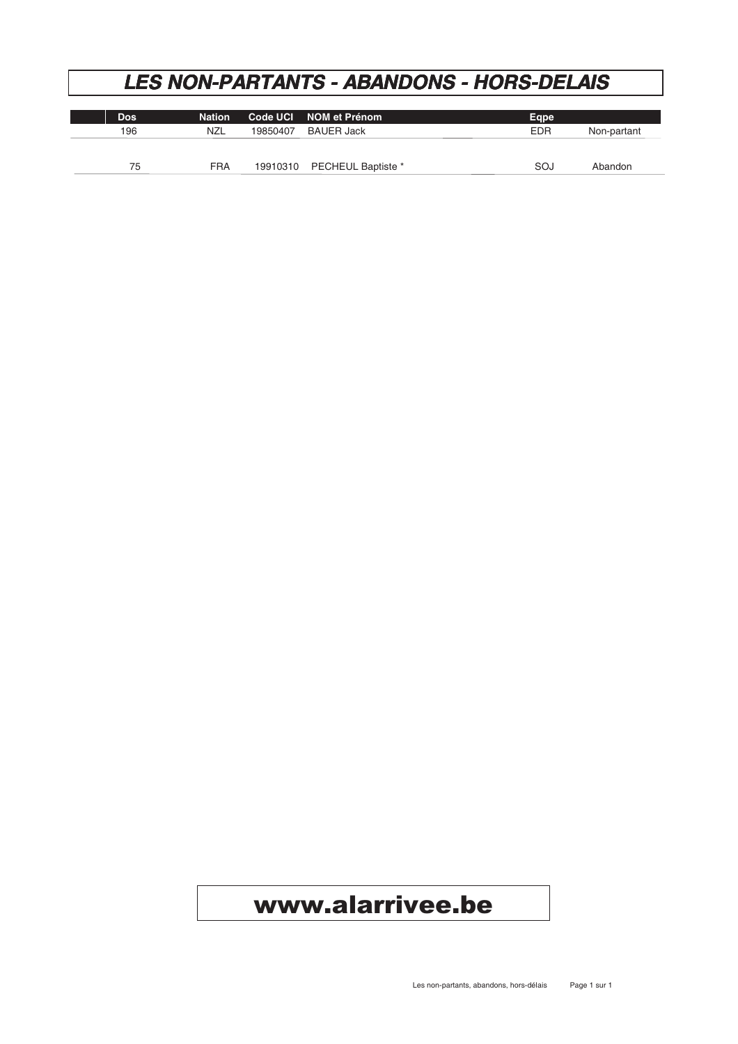# LES NON-PARTANTS - ABANDONS - HORS-DELAIS

| Dos | Nation | Code UCI | NOM et Prénom | Eqpe | |
|---|---|---|---|---|---|
| 196 | NZL | 19850407 | BAUER Jack | EDR | Non-partant |
| 75 | FRA | 19910310 | PECHEUL Baptiste * | SOJ | Abandon |

**www.alarrivee.be**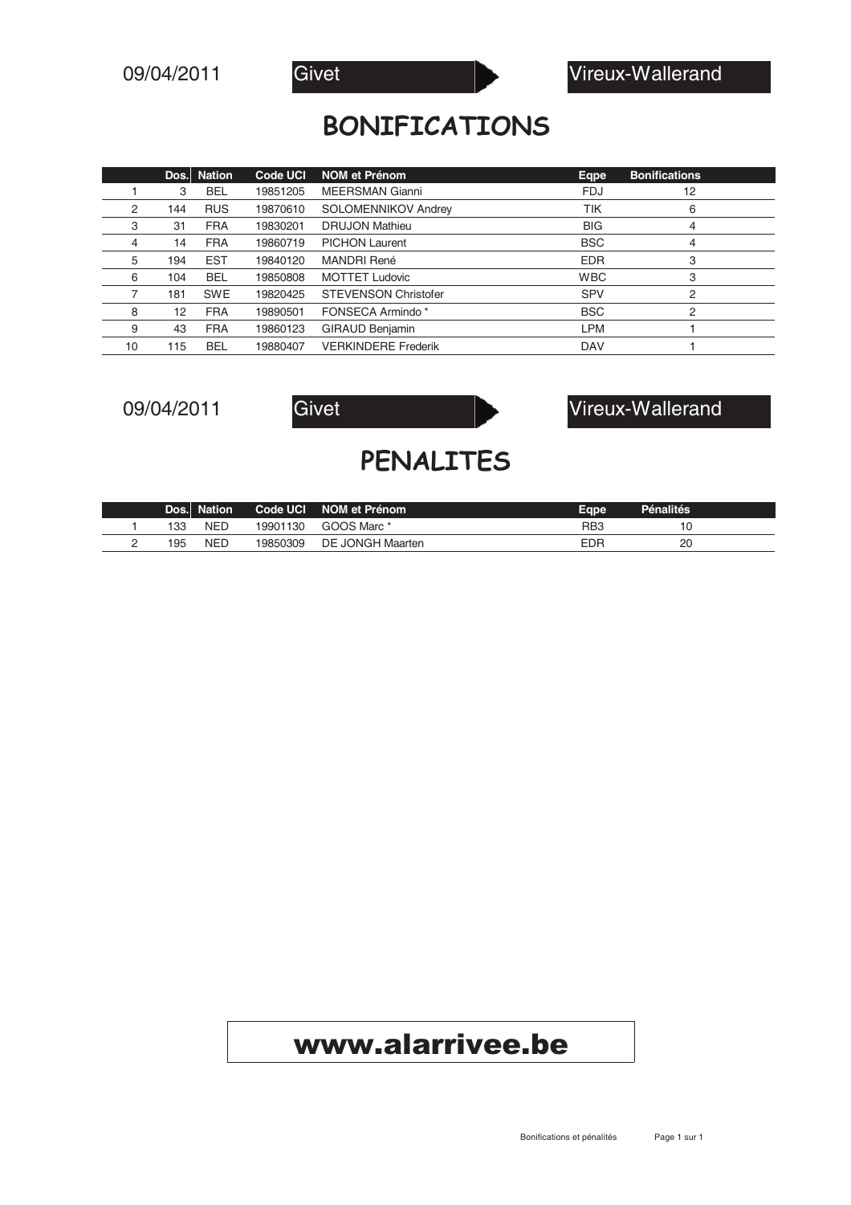09/04/2011 Givet ▶ Vireux-Wallerand

# BONIFICATIONS

| | Dos. | Nation | Code UCI | NOM et Prénom | Eqpe | Bonifications |
|---|---|---|---|---|---|---|
| 1 | 3 | BEL | 19851205 | MEERSMAN Gianni | FDJ | 12 |
| 2 | 144 | RUS | 19870610 | SOLOMENNIKOV Andrey | TIK | 6 |
| 3 | 31 | FRA | 19830201 | DRUJON Mathieu | BIG | 4 |
| 4 | 14 | FRA | 19860719 | PICHON Laurent | BSC | 4 |
| 5 | 194 | EST | 19840120 | MANDRI René | EDR | 3 |
| 6 | 104 | BEL | 19850808 | MOTTET Ludovic | WBC | 3 |
| 7 | 181 | SWE | 19820425 | STEVENSON Christofer | SPV | 2 |
| 8 | 12 | FRA | 19890501 | FONSECA Armindo * | BSC | 2 |
| 9 | 43 | FRA | 19860123 | GIRAUD Benjamin | LPM | 1 |
| 10 | 115 | BEL | 19880407 | VERKINDERE Frederik | DAV | 1 |

09/04/2011 Givet ▶ Vireux-Wallerand

# PENALITES

| | Dos. | Nation | Code UCI | NOM et Prénom | Eqpe | Pénalités |
|---|---|---|---|---|---|---|
| 1 | 133 | NED | 19901130 | GOOS Marc * | RB3 | 10 |
| 2 | 195 | NED | 19850309 | DE JONGH Maarten | EDR | 20 |

**www.alarrivee.be**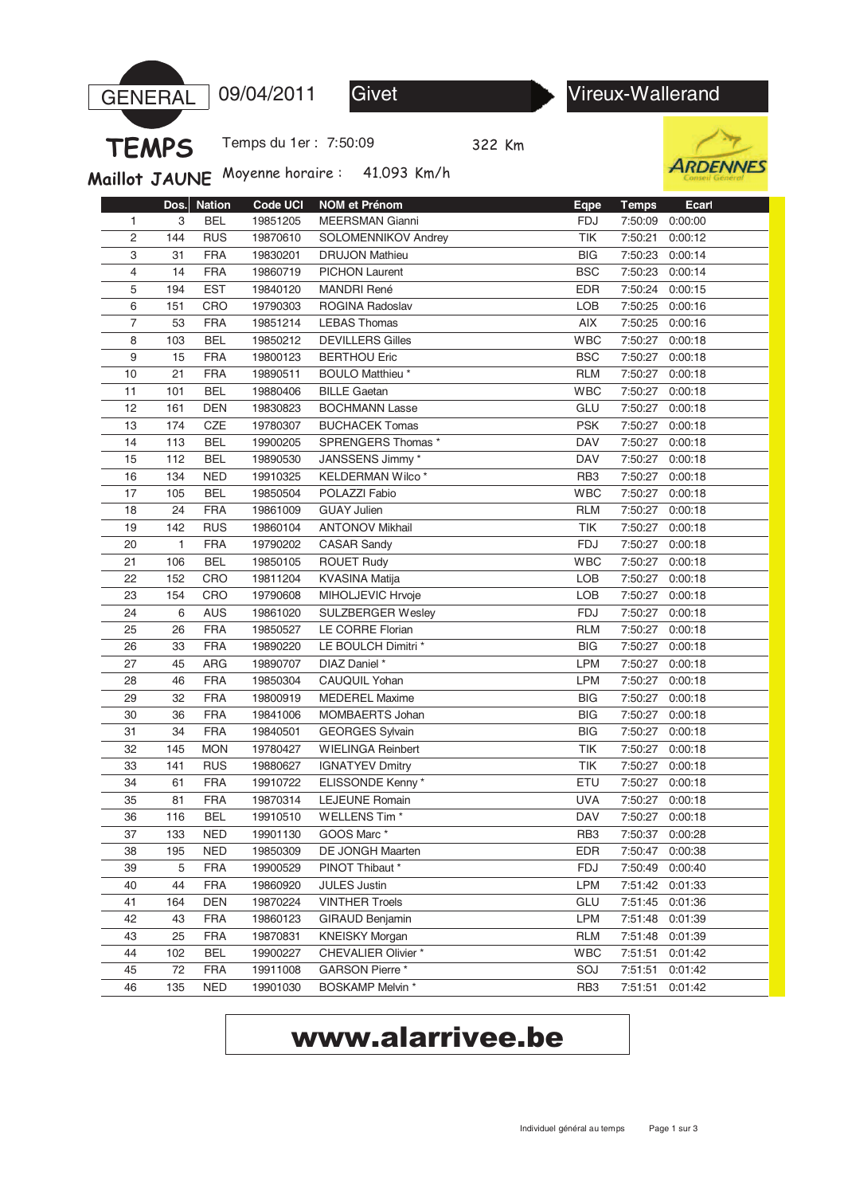GENERAL TEMPS Maillot JAUNE

09/04/2011 Givet → Vireux-Wallerand

Temps du 1er : 7:50:09

322 Km

Moyenne horaire : 41.093 Km/h

ARDENNES Conseil Général

| | Dos. | Nation | Code UCI | NOM et Prénom | Eqpe | Temps | Ecart |
|---|---|---|---|---|---|---|---|
| 1 | 3 | BEL | 19851205 | MEERSMAN Gianni | FDJ | 7:50:09 | 0:00:00 |
| 2 | 144 | RUS | 19870610 | SOLOMENNIKOV Andrey | TIK | 7:50:21 | 0:00:12 |
| 3 | 31 | FRA | 19830201 | DRUJON Mathieu | BIG | 7:50:23 | 0:00:14 |
| 4 | 14 | FRA | 19860719 | PICHON Laurent | BSC | 7:50:23 | 0:00:14 |
| 5 | 194 | EST | 19840120 | MANDRI René | EDR | 7:50:24 | 0:00:15 |
| 6 | 151 | CRO | 19790303 | ROGINA Radoslav | LOB | 7:50:25 | 0:00:16 |
| 7 | 53 | FRA | 19851214 | LEBAS Thomas | AIX | 7:50:25 | 0:00:16 |
| 8 | 103 | BEL | 19850212 | DEVILLERS Gilles | WBC | 7:50:27 | 0:00:18 |
| 9 | 15 | FRA | 19800123 | BERTHOU Eric | BSC | 7:50:27 | 0:00:18 |
| 10 | 21 | FRA | 19890511 | BOULO Matthieu * | RLM | 7:50:27 | 0:00:18 |
| 11 | 101 | BEL | 19880406 | BILLE Gaetan | WBC | 7:50:27 | 0:00:18 |
| 12 | 161 | DEN | 19830823 | BOCHMANN Lasse | GLU | 7:50:27 | 0:00:18 |
| 13 | 174 | CZE | 19780307 | BUCHACEK Tomas | PSK | 7:50:27 | 0:00:18 |
| 14 | 113 | BEL | 19900205 | SPRENGERS Thomas * | DAV | 7:50:27 | 0:00:18 |
| 15 | 112 | BEL | 19890530 | JANSSENS Jimmy * | DAV | 7:50:27 | 0:00:18 |
| 16 | 134 | NED | 19910325 | KELDERMAN Wilco * | RB3 | 7:50:27 | 0:00:18 |
| 17 | 105 | BEL | 19850504 | POLAZZI Fabio | WBC | 7:50:27 | 0:00:18 |
| 18 | 24 | FRA | 19861009 | GUAY Julien | RLM | 7:50:27 | 0:00:18 |
| 19 | 142 | RUS | 19860104 | ANTONOV Mikhail | TIK | 7:50:27 | 0:00:18 |
| 20 | 1 | FRA | 19790202 | CASAR Sandy | FDJ | 7:50:27 | 0:00:18 |
| 21 | 106 | BEL | 19850105 | ROUET Rudy | WBC | 7:50:27 | 0:00:18 |
| 22 | 152 | CRO | 19811204 | KVASINA Matija | LOB | 7:50:27 | 0:00:18 |
| 23 | 154 | CRO | 19790608 | MIHOLJEVIC Hrvoje | LOB | 7:50:27 | 0:00:18 |
| 24 | 6 | AUS | 19861020 | SULZBERGER Wesley | FDJ | 7:50:27 | 0:00:18 |
| 25 | 26 | FRA | 19850527 | LE CORRE Florian | RLM | 7:50:27 | 0:00:18 |
| 26 | 33 | FRA | 19890220 | LE BOULCH Dimitri * | BIG | 7:50:27 | 0:00:18 |
| 27 | 45 | ARG | 19890707 | DIAZ Daniel * | LPM | 7:50:27 | 0:00:18 |
| 28 | 46 | FRA | 19850304 | CAUQUIL Yohan | LPM | 7:50:27 | 0:00:18 |
| 29 | 32 | FRA | 19800919 | MEDEREL Maxime | BIG | 7:50:27 | 0:00:18 |
| 30 | 36 | FRA | 19841006 | MOMBAERTS Johan | BIG | 7:50:27 | 0:00:18 |
| 31 | 34 | FRA | 19840501 | GEORGES Sylvain | BIG | 7:50:27 | 0:00:18 |
| 32 | 145 | MON | 19780427 | WIELINGA Reinbert | TIK | 7:50:27 | 0:00:18 |
| 33 | 141 | RUS | 19880627 | IGNATYEV Dmitry | TIK | 7:50:27 | 0:00:18 |
| 34 | 61 | FRA | 19910722 | ELISSONDE Kenny * | ETU | 7:50:27 | 0:00:18 |
| 35 | 81 | FRA | 19870314 | LEJEUNE Romain | UVA | 7:50:27 | 0:00:18 |
| 36 | 116 | BEL | 19910510 | WELLENS Tim * | DAV | 7:50:27 | 0:00:18 |
| 37 | 133 | NED | 19901130 | GOOS Marc * | RB3 | 7:50:37 | 0:00:28 |
| 38 | 195 | NED | 19850309 | DE JONGH Maarten | EDR | 7:50:47 | 0:00:38 |
| 39 | 5 | FRA | 19900529 | PINOT Thibaut * | FDJ | 7:50:49 | 0:00:40 |
| 40 | 44 | FRA | 19860920 | JULES Justin | LPM | 7:51:42 | 0:01:33 |
| 41 | 164 | DEN | 19870224 | VINTHER Troels | GLU | 7:51:45 | 0:01:36 |
| 42 | 43 | FRA | 19860123 | GIRAUD Benjamin | LPM | 7:51:48 | 0:01:39 |
| 43 | 25 | FRA | 19870831 | KNEISKY Morgan | RLM | 7:51:48 | 0:01:39 |
| 44 | 102 | BEL | 19900227 | CHEVALIER Olivier * | WBC | 7:51:51 | 0:01:42 |
| 45 | 72 | FRA | 19911008 | GARSON Pierre * | SOJ | 7:51:51 | 0:01:42 |
| 46 | 135 | NED | 19901030 | BOSKAMP Melvin * | RB3 | 7:51:51 | 0:01:42 |

www.alarrivee.be

Individuel général au temps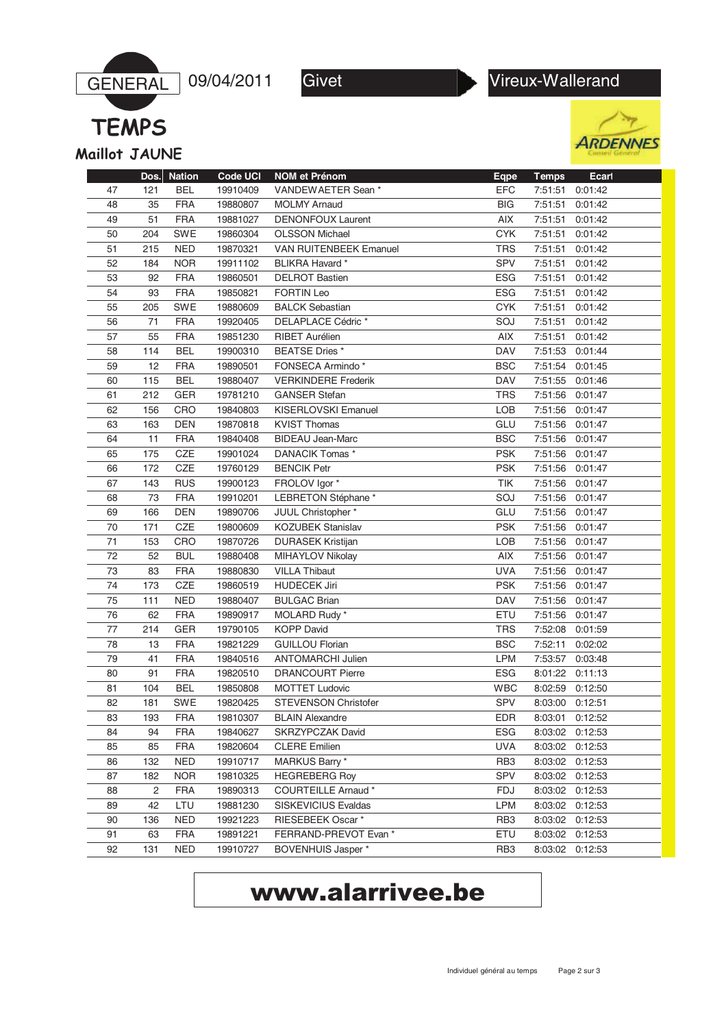GENERAL 09/04/2011 Givet ▶ Vireux-Wallerand

# TEMPS

## Maillot JAUNE

ARDENNES Conseil Général

| | Dos. | Nation | Code UCI | NOM et Prénom | Eqpe | Temps | Ecart |
|---|---|---|---|---|---|---|---|
| 47 | 121 | BEL | 19910409 | VANDEWAETER Sean * | EFC | 7:51:51 | 0:01:42 |
| 48 | 35 | FRA | 19880807 | MOLMY Arnaud | BIG | 7:51:51 | 0:01:42 |
| 49 | 51 | FRA | 19881027 | DENONFOUX Laurent | AIX | 7:51:51 | 0:01:42 |
| 50 | 204 | SWE | 19860304 | OLSSON Michael | CYK | 7:51:51 | 0:01:42 |
| 51 | 215 | NED | 19870321 | VAN RUITENBEEK Emanuel | TRS | 7:51:51 | 0:01:42 |
| 52 | 184 | NOR | 19911102 | BLIKRA Havard * | SPV | 7:51:51 | 0:01:42 |
| 53 | 92 | FRA | 19860501 | DELROT Bastien | ESG | 7:51:51 | 0:01:42 |
| 54 | 93 | FRA | 19850821 | FORTIN Leo | ESG | 7:51:51 | 0:01:42 |
| 55 | 205 | SWE | 19880609 | BALCK Sebastian | CYK | 7:51:51 | 0:01:42 |
| 56 | 71 | FRA | 19920405 | DELAPLACE Cédric * | SOJ | 7:51:51 | 0:01:42 |
| 57 | 55 | FRA | 19851230 | RIBET Aurélien | AIX | 7:51:51 | 0:01:42 |
| 58 | 114 | BEL | 19900310 | BEATSE Dries * | DAV | 7:51:53 | 0:01:44 |
| 59 | 12 | FRA | 19890501 | FONSECA Armindo * | BSC | 7:51:54 | 0:01:45 |
| 60 | 115 | BEL | 19880407 | VERKINDERE Frederik | DAV | 7:51:55 | 0:01:46 |
| 61 | 212 | GER | 19781210 | GANSER Stefan | TRS | 7:51:56 | 0:01:47 |
| 62 | 156 | CRO | 19840803 | KISERLOVSKI Emanuel | LOB | 7:51:56 | 0:01:47 |
| 63 | 163 | DEN | 19870818 | KVIST Thomas | GLU | 7:51:56 | 0:01:47 |
| 64 | 11 | FRA | 19840408 | BIDEAU Jean-Marc | BSC | 7:51:56 | 0:01:47 |
| 65 | 175 | CZE | 19901024 | DANACIK Tomas * | PSK | 7:51:56 | 0:01:47 |
| 66 | 172 | CZE | 19760129 | BENCIK Petr | PSK | 7:51:56 | 0:01:47 |
| 67 | 143 | RUS | 19900123 | FROLOV Igor * | TIK | 7:51:56 | 0:01:47 |
| 68 | 73 | FRA | 19910201 | LEBRETON Stéphane * | SOJ | 7:51:56 | 0:01:47 |
| 69 | 166 | DEN | 19890706 | JUUL Christopher * | GLU | 7:51:56 | 0:01:47 |
| 70 | 171 | CZE | 19800609 | KOZUBEK Stanislav | PSK | 7:51:56 | 0:01:47 |
| 71 | 153 | CRO | 19870726 | DURASEK Kristijan | LOB | 7:51:56 | 0:01:47 |
| 72 | 52 | BUL | 19880408 | MIHAYLOV Nikolay | AIX | 7:51:56 | 0:01:47 |
| 73 | 83 | FRA | 19880830 | VILLA Thibaut | UVA | 7:51:56 | 0:01:47 |
| 74 | 173 | CZE | 19860519 | HUDECEK Jiri | PSK | 7:51:56 | 0:01:47 |
| 75 | 111 | NED | 19880407 | BULGAC Brian | DAV | 7:51:56 | 0:01:47 |
| 76 | 62 | FRA | 19890917 | MOLARD Rudy * | ETU | 7:51:56 | 0:01:47 |
| 77 | 214 | GER | 19790105 | KOPP David | TRS | 7:52:08 | 0:01:59 |
| 78 | 13 | FRA | 19821229 | GUILLOU Florian | BSC | 7:52:11 | 0:02:02 |
| 79 | 41 | FRA | 19840516 | ANTOMARCHI Julien | LPM | 7:53:57 | 0:03:48 |
| 80 | 91 | FRA | 19820510 | DRANCOURT Pierre | ESG | 8:01:22 | 0:11:13 |
| 81 | 104 | BEL | 19850808 | MOTTET Ludovic | WBC | 8:02:59 | 0:12:50 |
| 82 | 181 | SWE | 19820425 | STEVENSON Christofer | SPV | 8:03:00 | 0:12:51 |
| 83 | 193 | FRA | 19810307 | BLAIN Alexandre | EDR | 8:03:01 | 0:12:52 |
| 84 | 94 | FRA | 19840627 | SKRZYPCZAK David | ESG | 8:03:02 | 0:12:53 |
| 85 | 85 | FRA | 19820604 | CLERE Emilien | UVA | 8:03:02 | 0:12:53 |
| 86 | 132 | NED | 19910717 | MARKUS Barry * | RB3 | 8:03:02 | 0:12:53 |
| 87 | 182 | NOR | 19810325 | HEGREBERG Roy | SPV | 8:03:02 | 0:12:53 |
| 88 | 2 | FRA | 19890313 | COURTEILLE Arnaud * | FDJ | 8:03:02 | 0:12:53 |
| 89 | 42 | LTU | 19881230 | SISKEVICIUS Evaldas | LPM | 8:03:02 | 0:12:53 |
| 90 | 136 | NED | 19921223 | RIESEBEEK Oscar * | RB3 | 8:03:02 | 0:12:53 |
| 91 | 63 | FRA | 19891221 | FERRAND-PREVOT Evan * | ETU | 8:03:02 | 0:12:53 |
| 92 | 131 | NED | 19910727 | BOVENHUIS Jasper * | RB3 | 8:03:02 | 0:12:53 |

**www.alarrivee.be**

Individuel général au temps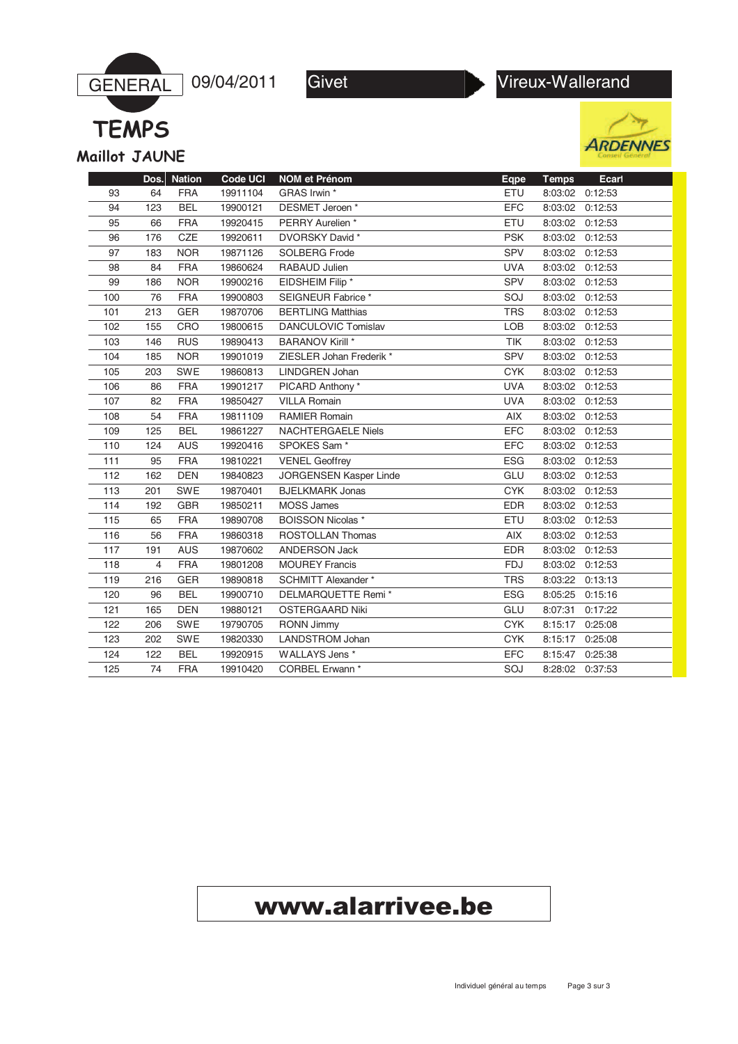GENERAL 09/04/2011 Givet → Vireux-Wallerand

# TEMPS

## Maillot JAUNE

ARDENNES Conseil Général

| | Dos. | Nation | Code UCI | NOM et Prénom | Eqpe | Temps | Ecart |
|---|---|---|---|---|---|---|---|
| 93 | 64 | FRA | 19911104 | GRAS Irwin * | ETU | 8:03:02 | 0:12:53 |
| 94 | 123 | BEL | 19900121 | DESMET Jeroen * | EFC | 8:03:02 | 0:12:53 |
| 95 | 66 | FRA | 19920415 | PERRY Aurelien * | ETU | 8:03:02 | 0:12:53 |
| 96 | 176 | CZE | 19920611 | DVORSKY David * | PSK | 8:03:02 | 0:12:53 |
| 97 | 183 | NOR | 19871126 | SOLBERG Frode | SPV | 8:03:02 | 0:12:53 |
| 98 | 84 | FRA | 19860624 | RABAUD Julien | UVA | 8:03:02 | 0:12:53 |
| 99 | 186 | NOR | 19900216 | EIDSHEIM Filip * | SPV | 8:03:02 | 0:12:53 |
| 100 | 76 | FRA | 19900803 | SEIGNEUR Fabrice * | SOJ | 8:03:02 | 0:12:53 |
| 101 | 213 | GER | 19870706 | BERTLING Matthias | TRS | 8:03:02 | 0:12:53 |
| 102 | 155 | CRO | 19800615 | DANCULOVIC Tomislav | LOB | 8:03:02 | 0:12:53 |
| 103 | 146 | RUS | 19890413 | BARANOV Kirill * | TIK | 8:03:02 | 0:12:53 |
| 104 | 185 | NOR | 19901019 | ZIESLER Johan Frederik * | SPV | 8:03:02 | 0:12:53 |
| 105 | 203 | SWE | 19860813 | LINDGREN Johan | CYK | 8:03:02 | 0:12:53 |
| 106 | 86 | FRA | 19901217 | PICARD Anthony * | UVA | 8:03:02 | 0:12:53 |
| 107 | 82 | FRA | 19850427 | VILLA Romain | UVA | 8:03:02 | 0:12:53 |
| 108 | 54 | FRA | 19811109 | RAMIER Romain | AIX | 8:03:02 | 0:12:53 |
| 109 | 125 | BEL | 19861227 | NACHTERGAELE Niels | EFC | 8:03:02 | 0:12:53 |
| 110 | 124 | AUS | 19920416 | SPOKES Sam * | EFC | 8:03:02 | 0:12:53 |
| 111 | 95 | FRA | 19810221 | VENEL Geoffrey | ESG | 8:03:02 | 0:12:53 |
| 112 | 162 | DEN | 19840823 | JORGENSEN Kasper Linde | GLU | 8:03:02 | 0:12:53 |
| 113 | 201 | SWE | 19870401 | BJELKMARK Jonas | CYK | 8:03:02 | 0:12:53 |
| 114 | 192 | GBR | 19850211 | MOSS James | EDR | 8:03:02 | 0:12:53 |
| 115 | 65 | FRA | 19890708 | BOISSON Nicolas * | ETU | 8:03:02 | 0:12:53 |
| 116 | 56 | FRA | 19860318 | ROSTOLLAN Thomas | AIX | 8:03:02 | 0:12:53 |
| 117 | 191 | AUS | 19870602 | ANDERSON Jack | EDR | 8:03:02 | 0:12:53 |
| 118 | 4 | FRA | 19801208 | MOUREY Francis | FDJ | 8:03:02 | 0:12:53 |
| 119 | 216 | GER | 19890818 | SCHMITT Alexander * | TRS | 8:03:22 | 0:13:13 |
| 120 | 96 | BEL | 19900710 | DELMARQUETTE Remi * | ESG | 8:05:25 | 0:15:16 |
| 121 | 165 | DEN | 19880121 | OSTERGAARD Niki | GLU | 8:07:31 | 0:17:22 |
| 122 | 206 | SWE | 19790705 | RONN Jimmy | CYK | 8:15:17 | 0:25:08 |
| 123 | 202 | SWE | 19820330 | LANDSTROM Johan | CYK | 8:15:17 | 0:25:08 |
| 124 | 122 | BEL | 19920915 | WALLAYS Jens * | EFC | 8:15:47 | 0:25:38 |
| 125 | 74 | FRA | 19910420 | CORBEL Erwann * | SOJ | 8:28:02 | 0:37:53 |

**www.alarrivee.be**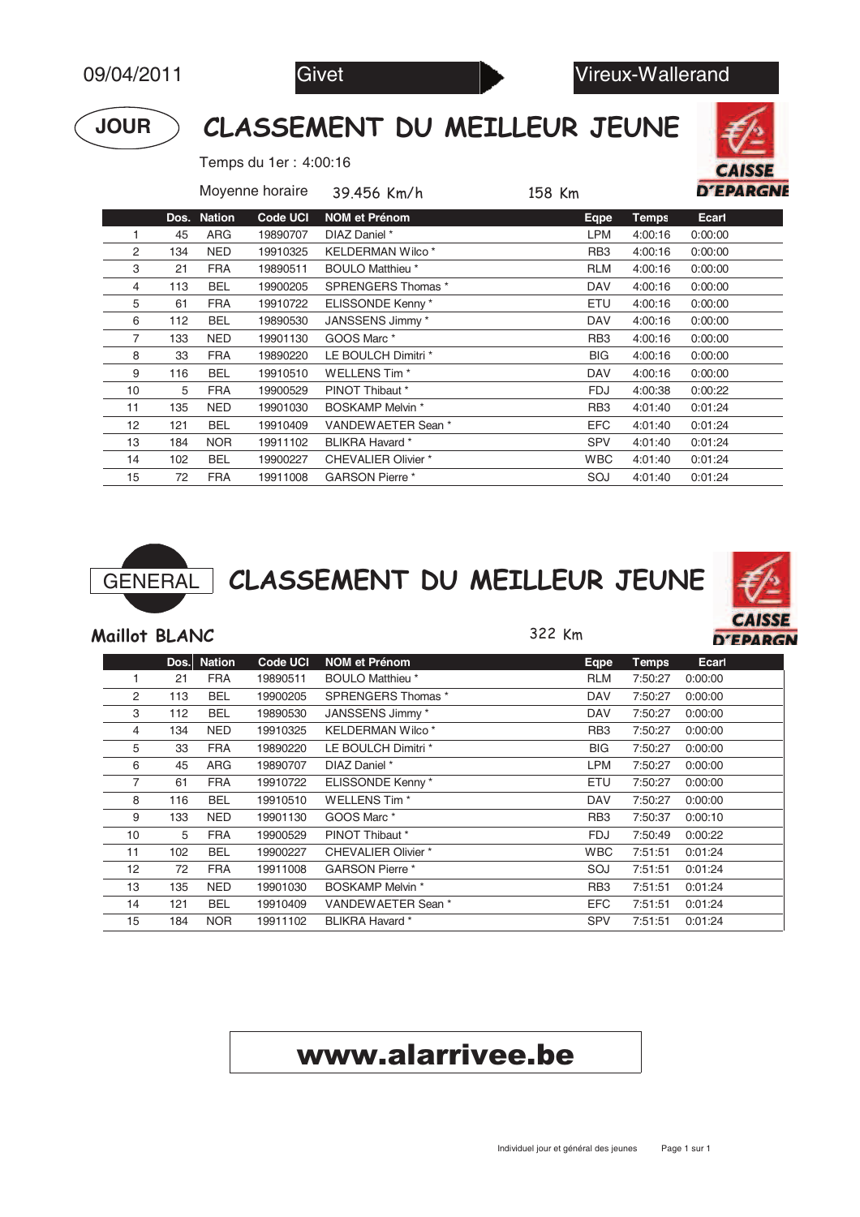09/04/2011 Givet ▶ Vireux-Wallerand

**JOUR**

# CLASSEMENT DU MEILLEUR JEUNE

CAISSE D'EPARGNE

Temps du 1er : 4:00:16

Moyenne horaire 39.456 Km/h 158 Km

| | Dos. | Nation | Code UCI | NOM et Prénom | Eqpe | Temps | Ecart |
|---|---|---|---|---|---|---|---|
| 1 | 45 | ARG | 19890707 | DIAZ Daniel * | LPM | 4:00:16 | 0:00:00 |
| 2 | 134 | NED | 19910325 | KELDERMAN Wilco * | RB3 | 4:00:16 | 0:00:00 |
| 3 | 21 | FRA | 19890511 | BOULO Matthieu * | RLM | 4:00:16 | 0:00:00 |
| 4 | 113 | BEL | 19900205 | SPRENGERS Thomas * | DAV | 4:00:16 | 0:00:00 |
| 5 | 61 | FRA | 19910722 | ELISSONDE Kenny * | ETU | 4:00:16 | 0:00:00 |
| 6 | 112 | BEL | 19890530 | JANSSENS Jimmy * | DAV | 4:00:16 | 0:00:00 |
| 7 | 133 | NED | 19901130 | GOOS Marc * | RB3 | 4:00:16 | 0:00:00 |
| 8 | 33 | FRA | 19890220 | LE BOULCH Dimitri * | BIG | 4:00:16 | 0:00:00 |
| 9 | 116 | BEL | 19910510 | WELLENS Tim * | DAV | 4:00:16 | 0:00:00 |
| 10 | 5 | FRA | 19900529 | PINOT Thibaut * | FDJ | 4:00:38 | 0:00:22 |
| 11 | 135 | NED | 19901030 | BOSKAMP Melvin * | RB3 | 4:01:40 | 0:01:24 |
| 12 | 121 | BEL | 19910409 | VANDEWAETER Sean * | EFC | 4:01:40 | 0:01:24 |
| 13 | 184 | NOR | 19911102 | BLIKRA Havard * | SPV | 4:01:40 | 0:01:24 |
| 14 | 102 | BEL | 19900227 | CHEVALIER Olivier * | WBC | 4:01:40 | 0:01:24 |
| 15 | 72 | FRA | 19911008 | GARSON Pierre * | SOJ | 4:01:40 | 0:01:24 |

**GENERAL**

# CLASSEMENT DU MEILLEUR JEUNE

CAISSE D'EPARGNE

**Maillot BLANC** 322 Km

| | Dos. | Nation | Code UCI | NOM et Prénom | Eqpe | Temps | Ecart |
|---|---|---|---|---|---|---|---|
| 1 | 21 | FRA | 19890511 | BOULO Matthieu * | RLM | 7:50:27 | 0:00:00 |
| 2 | 113 | BEL | 19900205 | SPRENGERS Thomas * | DAV | 7:50:27 | 0:00:00 |
| 3 | 112 | BEL | 19890530 | JANSSENS Jimmy * | DAV | 7:50:27 | 0:00:00 |
| 4 | 134 | NED | 19910325 | KELDERMAN Wilco * | RB3 | 7:50:27 | 0:00:00 |
| 5 | 33 | FRA | 19890220 | LE BOULCH Dimitri * | BIG | 7:50:27 | 0:00:00 |
| 6 | 45 | ARG | 19890707 | DIAZ Daniel * | LPM | 7:50:27 | 0:00:00 |
| 7 | 61 | FRA | 19910722 | ELISSONDE Kenny * | ETU | 7:50:27 | 0:00:00 |
| 8 | 116 | BEL | 19910510 | WELLENS Tim * | DAV | 7:50:27 | 0:00:00 |
| 9 | 133 | NED | 19901130 | GOOS Marc * | RB3 | 7:50:37 | 0:00:10 |
| 10 | 5 | FRA | 19900529 | PINOT Thibaut * | FDJ | 7:50:49 | 0:00:22 |
| 11 | 102 | BEL | 19900227 | CHEVALIER Olivier * | WBC | 7:51:51 | 0:01:24 |
| 12 | 72 | FRA | 19911008 | GARSON Pierre * | SOJ | 7:51:51 | 0:01:24 |
| 13 | 135 | NED | 19901030 | BOSKAMP Melvin * | RB3 | 7:51:51 | 0:01:24 |
| 14 | 121 | BEL | 19910409 | VANDEWAETER Sean * | EFC | 7:51:51 | 0:01:24 |
| 15 | 184 | NOR | 19911102 | BLIKRA Havard * | SPV | 7:51:51 | 0:01:24 |

**www.alarrivee.be**

Individuel jour et général des jeunes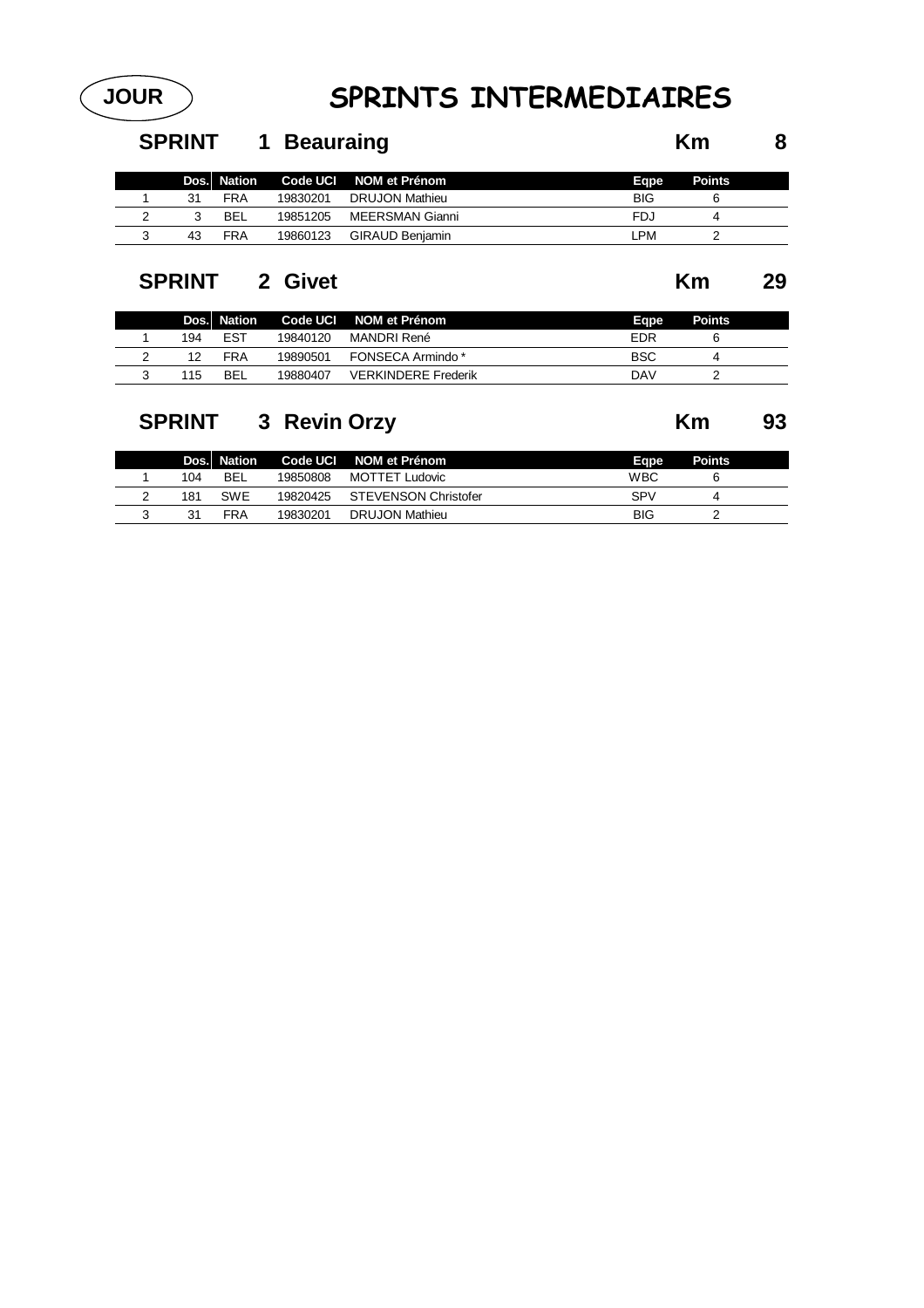JOUR

# SPRINTS INTERMEDIAIRES

## SPRINT 1 Beauraing — Km 8

| | Dos. | Nation | Code UCI | NOM et Prénom | Eqpe | Points |
|---|---|---|---|---|---|---|
| 1 | 31 | FRA | 19830201 | DRUJON Mathieu | BIG | 6 |
| 2 | 3 | BEL | 19851205 | MEERSMAN Gianni | FDJ | 4 |
| 3 | 43 | FRA | 19860123 | GIRAUD Benjamin | LPM | 2 |

## SPRINT 2 Givet — Km 29

| | Dos. | Nation | Code UCI | NOM et Prénom | Eqpe | Points |
|---|---|---|---|---|---|---|
| 1 | 194 | EST | 19840120 | MANDRI René | EDR | 6 |
| 2 | 12 | FRA | 19890501 | FONSECA Armindo * | BSC | 4 |
| 3 | 115 | BEL | 19880407 | VERKINDERE Frederik | DAV | 2 |

## SPRINT 3 Revin Orzy — Km 93

| | Dos. | Nation | Code UCI | NOM et Prénom | Eqpe | Points |
|---|---|---|---|---|---|---|
| 1 | 104 | BEL | 19850808 | MOTTET Ludovic | WBC | 6 |
| 2 | 181 | SWE | 19820425 | STEVENSON Christofer | SPV | 4 |
| 3 | 31 | FRA | 19830201 | DRUJON Mathieu | BIG | 2 |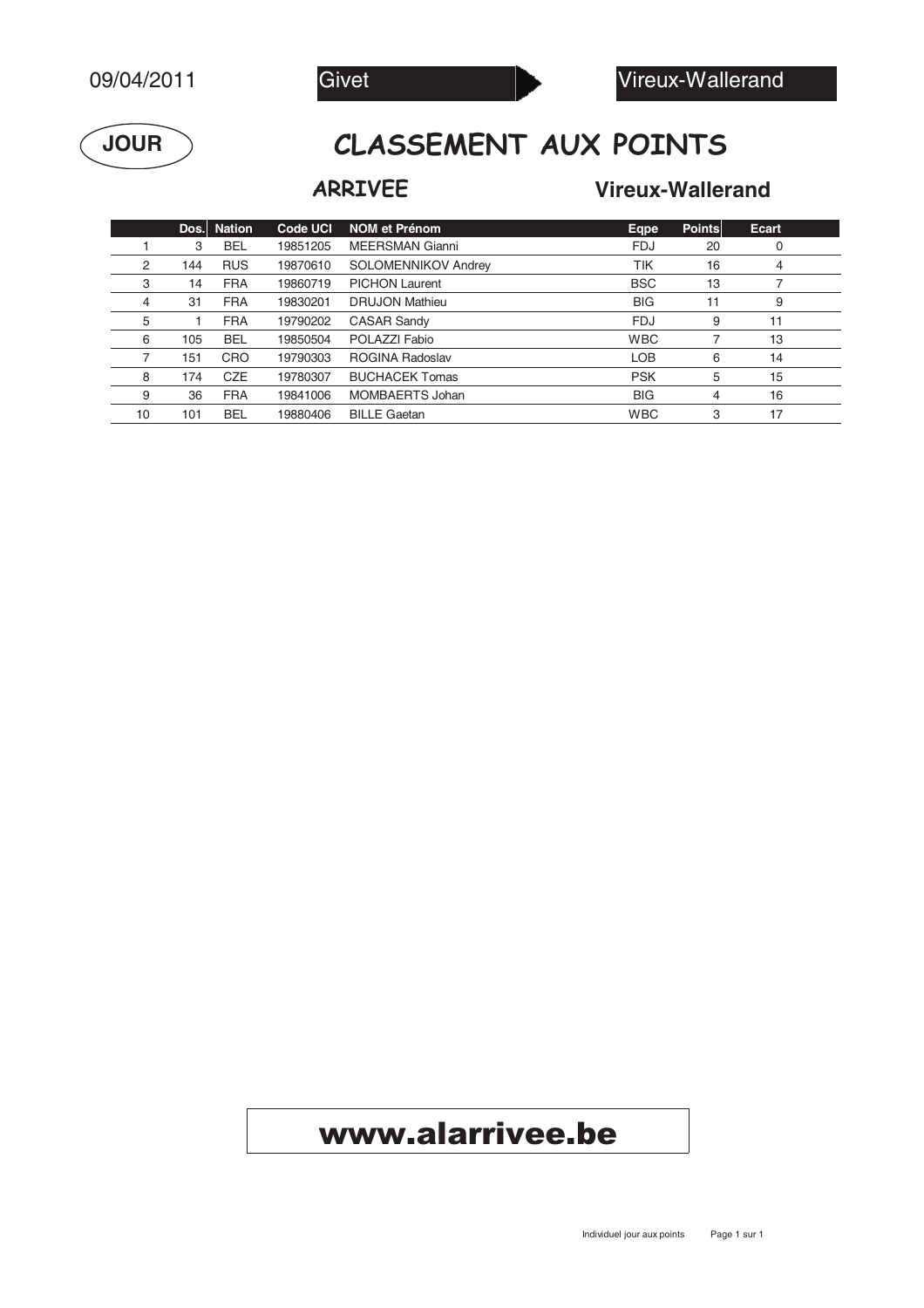09/04/2011

Givet ▶ Vireux-Wallerand

**JOUR**

# CLASSEMENT AUX POINTS

## ARRIVEE

## Vireux-Wallerand

| | Dos. | Nation | Code UCI | NOM et Prénom | Eqpe | Points | Ecart |
|---|---|---|---|---|---|---|---|
| 1 | 3 | BEL | 19851205 | MEERSMAN Gianni | FDJ | 20 | 0 |
| 2 | 144 | RUS | 19870610 | SOLOMENNIKOV Andrey | TIK | 16 | 4 |
| 3 | 14 | FRA | 19860719 | PICHON Laurent | BSC | 13 | 7 |
| 4 | 31 | FRA | 19830201 | DRUJON Mathieu | BIG | 11 | 9 |
| 5 | 1 | FRA | 19790202 | CASAR Sandy | FDJ | 9 | 11 |
| 6 | 105 | BEL | 19850504 | POLAZZI Fabio | WBC | 7 | 13 |
| 7 | 151 | CRO | 19790303 | ROGINA Radoslav | LOB | 6 | 14 |
| 8 | 174 | CZE | 19780307 | BUCHACEK Tomas | PSK | 5 | 15 |
| 9 | 36 | FRA | 19841006 | MOMBAERTS Johan | BIG | 4 | 16 |
| 10 | 101 | BEL | 19880406 | BILLE Gaetan | WBC | 3 | 17 |

**www.alarrivee.be**

Individuel jour aux points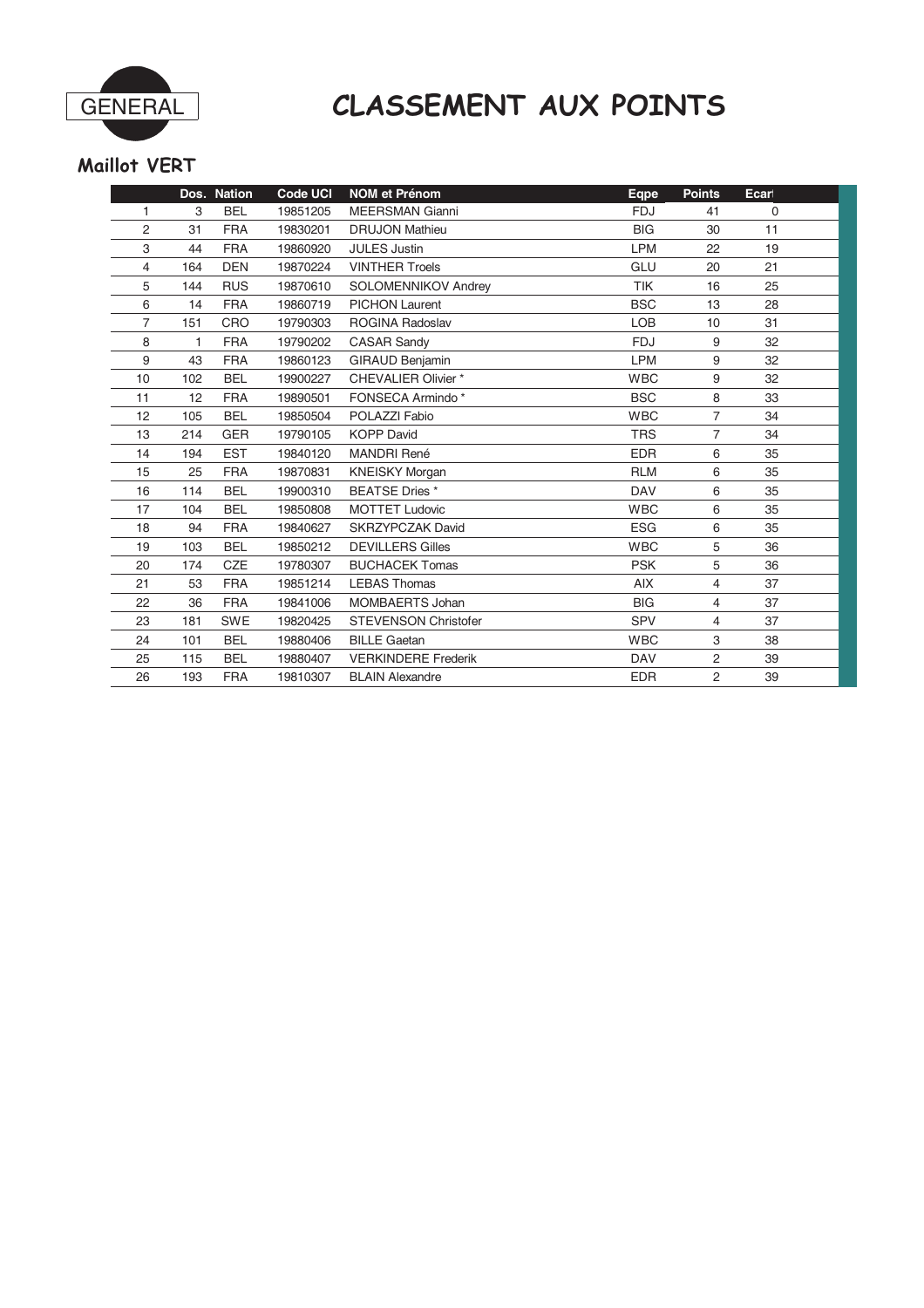GENERAL

# CLASSEMENT AUX POINTS

## Maillot VERT

| | Dos. | Nation | Code UCI | NOM et Prénom | Eqpe | Points | Ecart |
|---|---|---|---|---|---|---|---|
| 1 | 3 | BEL | 19851205 | MEERSMAN Gianni | FDJ | 41 | 0 |
| 2 | 31 | FRA | 19830201 | DRUJON Mathieu | BIG | 30 | 11 |
| 3 | 44 | FRA | 19860920 | JULES Justin | LPM | 22 | 19 |
| 4 | 164 | DEN | 19870224 | VINTHER Troels | GLU | 20 | 21 |
| 5 | 144 | RUS | 19870610 | SOLOMENNIKOV Andrey | TIK | 16 | 25 |
| 6 | 14 | FRA | 19860719 | PICHON Laurent | BSC | 13 | 28 |
| 7 | 151 | CRO | 19790303 | ROGINA Radoslav | LOB | 10 | 31 |
| 8 | 1 | FRA | 19790202 | CASAR Sandy | FDJ | 9 | 32 |
| 9 | 43 | FRA | 19860123 | GIRAUD Benjamin | LPM | 9 | 32 |
| 10 | 102 | BEL | 19900227 | CHEVALIER Olivier * | WBC | 9 | 32 |
| 11 | 12 | FRA | 19890501 | FONSECA Armindo * | BSC | 8 | 33 |
| 12 | 105 | BEL | 19850504 | POLAZZI Fabio | WBC | 7 | 34 |
| 13 | 214 | GER | 19790105 | KOPP David | TRS | 7 | 34 |
| 14 | 194 | EST | 19840120 | MANDRI René | EDR | 6 | 35 |
| 15 | 25 | FRA | 19870831 | KNEISKY Morgan | RLM | 6 | 35 |
| 16 | 114 | BEL | 19900310 | BEATSE Dries * | DAV | 6 | 35 |
| 17 | 104 | BEL | 19850808 | MOTTET Ludovic | WBC | 6 | 35 |
| 18 | 94 | FRA | 19840627 | SKRZYPCZAK David | ESG | 6 | 35 |
| 19 | 103 | BEL | 19850212 | DEVILLERS Gilles | WBC | 5 | 36 |
| 20 | 174 | CZE | 19780307 | BUCHACEK Tomas | PSK | 5 | 36 |
| 21 | 53 | FRA | 19851214 | LEBAS Thomas | AIX | 4 | 37 |
| 22 | 36 | FRA | 19841006 | MOMBAERTS Johan | BIG | 4 | 37 |
| 23 | 181 | SWE | 19820425 | STEVENSON Christofer | SPV | 4 | 37 |
| 24 | 101 | BEL | 19880406 | BILLE Gaetan | WBC | 3 | 38 |
| 25 | 115 | BEL | 19880407 | VERKINDERE Frederik | DAV | 2 | 39 |
| 26 | 193 | FRA | 19810307 | BLAIN Alexandre | EDR | 2 | 39 |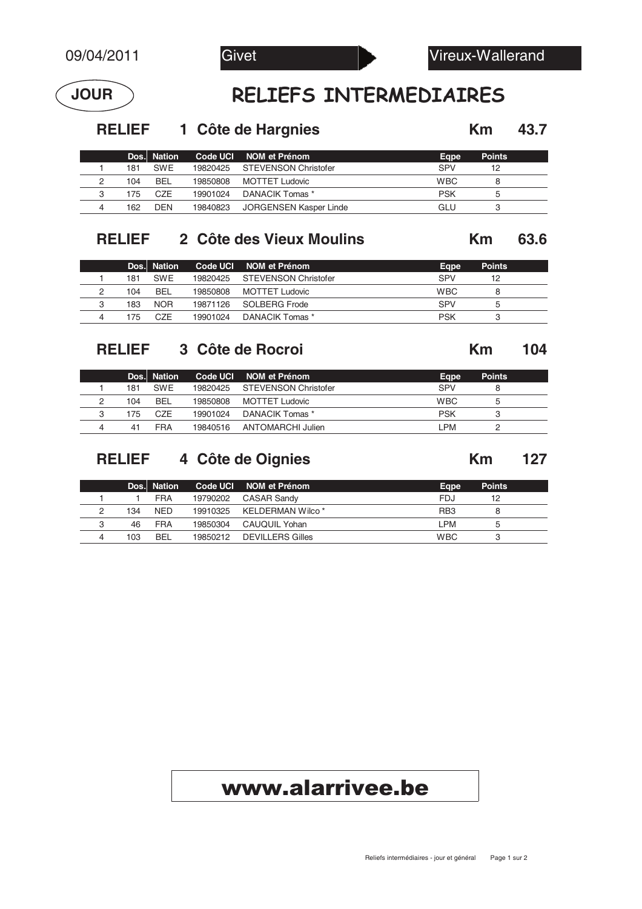09/04/2011 Givet ▶ Vireux-Wallerand

**JOUR**

# RELIEFS INTERMEDIAIRES

## RELIEF 1 Côte de Hargnies — Km 43.7

| | Dos. | Nation | Code UCI | NOM et Prénom | Eqpe | Points |
|---|---|---|---|---|---|---|
| 1 | 181 | SWE | 19820425 | STEVENSON Christofer | SPV | 12 |
| 2 | 104 | BEL | 19850808 | MOTTET Ludovic | WBC | 8 |
| 3 | 175 | CZE | 19901024 | DANACIK Tomas * | PSK | 5 |
| 4 | 162 | DEN | 19840823 | JORGENSEN Kasper Linde | GLU | 3 |

## RELIEF 2 Côte des Vieux Moulins — Km 63.6

| | Dos. | Nation | Code UCI | NOM et Prénom | Eqpe | Points |
|---|---|---|---|---|---|---|
| 1 | 181 | SWE | 19820425 | STEVENSON Christofer | SPV | 12 |
| 2 | 104 | BEL | 19850808 | MOTTET Ludovic | WBC | 8 |
| 3 | 183 | NOR | 19871126 | SOLBERG Frode | SPV | 5 |
| 4 | 175 | CZE | 19901024 | DANACIK Tomas * | PSK | 3 |

## RELIEF 3 Côte de Rocroi — Km 104

| | Dos. | Nation | Code UCI | NOM et Prénom | Eqpe | Points |
|---|---|---|---|---|---|---|
| 1 | 181 | SWE | 19820425 | STEVENSON Christofer | SPV | 8 |
| 2 | 104 | BEL | 19850808 | MOTTET Ludovic | WBC | 5 |
| 3 | 175 | CZE | 19901024 | DANACIK Tomas * | PSK | 3 |
| 4 | 41 | FRA | 19840516 | ANTOMARCHI Julien | LPM | 2 |

## RELIEF 4 Côte de Oignies — Km 127

| | Dos. | Nation | Code UCI | NOM et Prénom | Eqpe | Points |
|---|---|---|---|---|---|---|
| 1 | 1 | FRA | 19790202 | CASAR Sandy | FDJ | 12 |
| 2 | 134 | NED | 19910325 | KELDERMAN Wilco * | RB3 | 8 |
| 3 | 46 | FRA | 19850304 | CAUQUIL Yohan | LPM | 5 |
| 4 | 103 | BEL | 19850212 | DEVILLERS Gilles | WBC | 3 |

**www.alarrivee.be**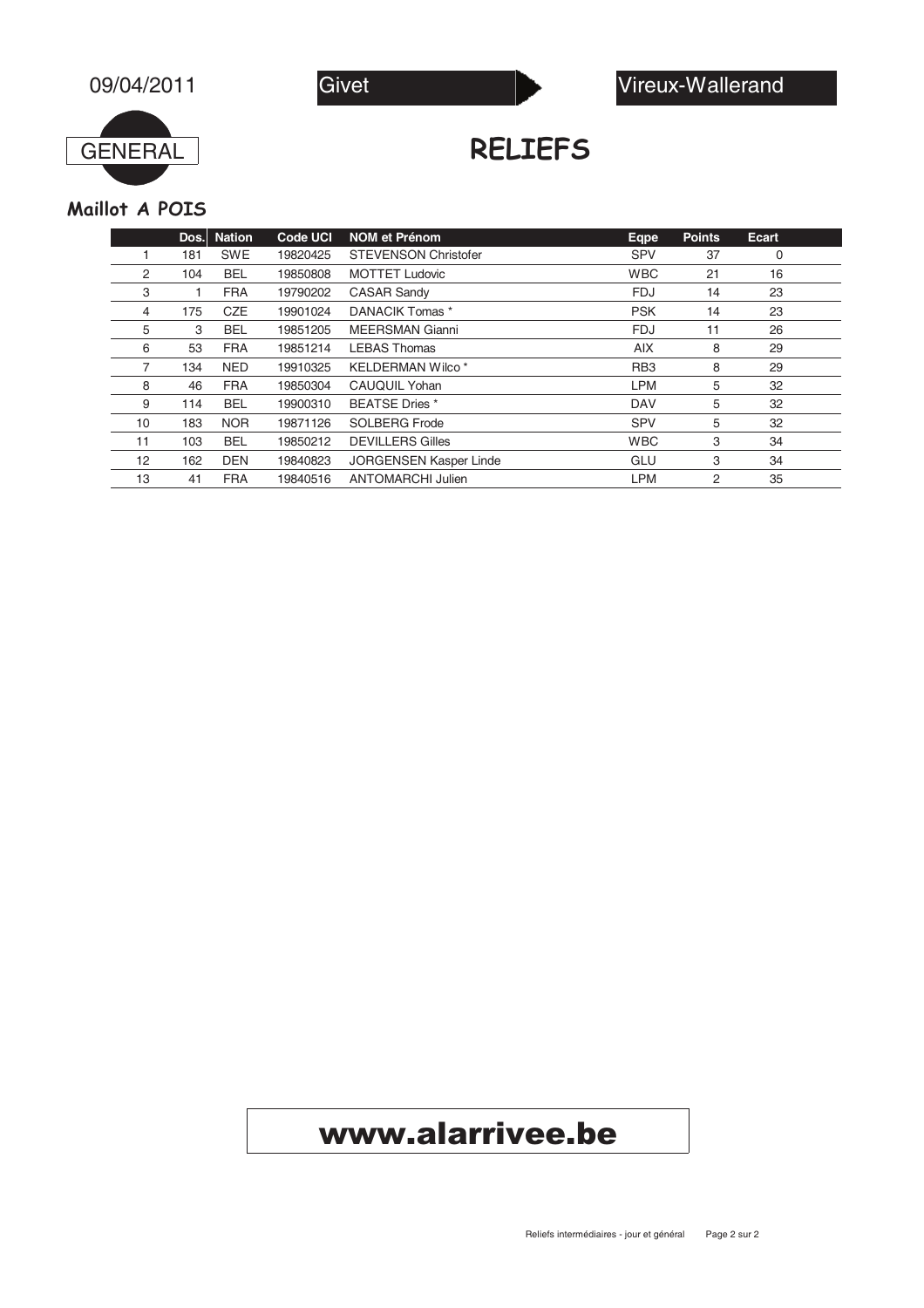09/04/2011

Givet ▶ Vireux-Wallerand

GENERAL

# RELIEFS

## Maillot A POIS

| | Dos. | Nation | Code UCI | NOM et Prénom | Eqpe | Points | Ecart |
|---|---|---|---|---|---|---|---|
| 1 | 181 | SWE | 19820425 | STEVENSON Christofer | SPV | 37 | 0 |
| 2 | 104 | BEL | 19850808 | MOTTET Ludovic | WBC | 21 | 16 |
| 3 | 1 | FRA | 19790202 | CASAR Sandy | FDJ | 14 | 23 |
| 4 | 175 | CZE | 19901024 | DANACIK Tomas * | PSK | 14 | 23 |
| 5 | 3 | BEL | 19851205 | MEERSMAN Gianni | FDJ | 11 | 26 |
| 6 | 53 | FRA | 19851214 | LEBAS Thomas | AIX | 8 | 29 |
| 7 | 134 | NED | 19910325 | KELDERMAN Wilco * | RB3 | 8 | 29 |
| 8 | 46 | FRA | 19850304 | CAUQUIL Yohan | LPM | 5 | 32 |
| 9 | 114 | BEL | 19900310 | BEATSE Dries * | DAV | 5 | 32 |
| 10 | 183 | NOR | 19871126 | SOLBERG Frode | SPV | 5 | 32 |
| 11 | 103 | BEL | 19850212 | DEVILLERS Gilles | WBC | 3 | 34 |
| 12 | 162 | DEN | 19840823 | JORGENSEN Kasper Linde | GLU | 3 | 34 |
| 13 | 41 | FRA | 19840516 | ANTOMARCHI Julien | LPM | 2 | 35 |

**www.alarrivee.be**

Reliefs intermédiaires - jour et général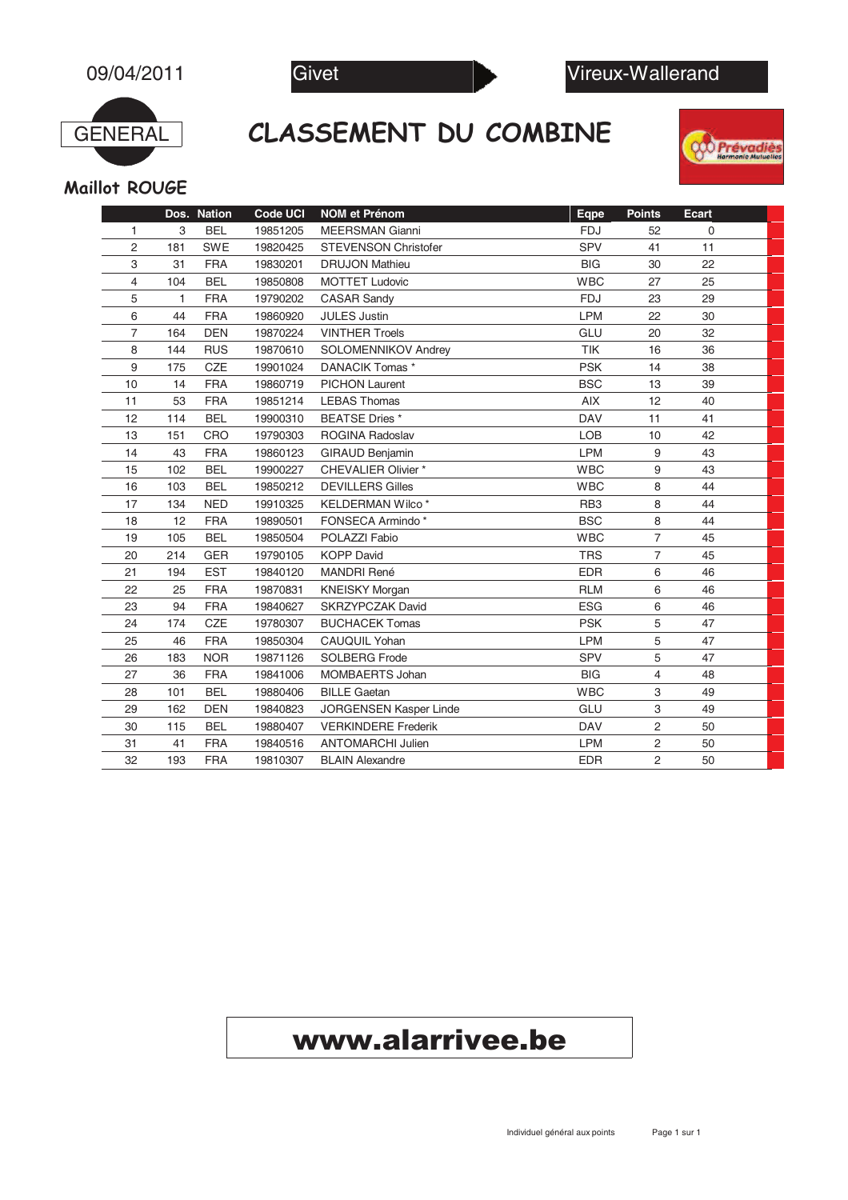09/04/2011

Givet ➤ Vireux-Wallerand

GENERAL

# CLASSEMENT DU COMBINE

Maillot ROUGE

| | Dos. | Nation | Code UCI | NOM et Prénom | Eqpe | Points | Ecart |
|---|---|---|---|---|---|---|---|
| 1 | 3 | BEL | 19851205 | MEERSMAN Gianni | FDJ | 52 | 0 |
| 2 | 181 | SWE | 19820425 | STEVENSON Christofer | SPV | 41 | 11 |
| 3 | 31 | FRA | 19830201 | DRUJON Mathieu | BIG | 30 | 22 |
| 4 | 104 | BEL | 19850808 | MOTTET Ludovic | WBC | 27 | 25 |
| 5 | 1 | FRA | 19790202 | CASAR Sandy | FDJ | 23 | 29 |
| 6 | 44 | FRA | 19860920 | JULES Justin | LPM | 22 | 30 |
| 7 | 164 | DEN | 19870224 | VINTHER Troels | GLU | 20 | 32 |
| 8 | 144 | RUS | 19870610 | SOLOMENNIKOV Andrey | TIK | 16 | 36 |
| 9 | 175 | CZE | 19901024 | DANACIK Tomas * | PSK | 14 | 38 |
| 10 | 14 | FRA | 19860719 | PICHON Laurent | BSC | 13 | 39 |
| 11 | 53 | FRA | 19851214 | LEBAS Thomas | AIX | 12 | 40 |
| 12 | 114 | BEL | 19900310 | BEATSE Dries * | DAV | 11 | 41 |
| 13 | 151 | CRO | 19790303 | ROGINA Radoslav | LOB | 10 | 42 |
| 14 | 43 | FRA | 19860123 | GIRAUD Benjamin | LPM | 9 | 43 |
| 15 | 102 | BEL | 19900227 | CHEVALIER Olivier * | WBC | 9 | 43 |
| 16 | 103 | BEL | 19850212 | DEVILLERS Gilles | WBC | 8 | 44 |
| 17 | 134 | NED | 19910325 | KELDERMAN Wilco * | RB3 | 8 | 44 |
| 18 | 12 | FRA | 19890501 | FONSECA Armindo * | BSC | 8 | 44 |
| 19 | 105 | BEL | 19850504 | POLAZZI Fabio | WBC | 7 | 45 |
| 20 | 214 | GER | 19790105 | KOPP David | TRS | 7 | 45 |
| 21 | 194 | EST | 19840120 | MANDRI René | EDR | 6 | 46 |
| 22 | 25 | FRA | 19870831 | KNEISKY Morgan | RLM | 6 | 46 |
| 23 | 94 | FRA | 19840627 | SKRZYPCZAK David | ESG | 6 | 46 |
| 24 | 174 | CZE | 19780307 | BUCHACEK Tomas | PSK | 5 | 47 |
| 25 | 46 | FRA | 19850304 | CAUQUIL Yohan | LPM | 5 | 47 |
| 26 | 183 | NOR | 19871126 | SOLBERG Frode | SPV | 5 | 47 |
| 27 | 36 | FRA | 19841006 | MOMBAERTS Johan | BIG | 4 | 48 |
| 28 | 101 | BEL | 19880406 | BILLE Gaetan | WBC | 3 | 49 |
| 29 | 162 | DEN | 19840823 | JORGENSEN Kasper Linde | GLU | 3 | 49 |
| 30 | 115 | BEL | 19880407 | VERKINDERE Frederik | DAV | 2 | 50 |
| 31 | 41 | FRA | 19840516 | ANTOMARCHI Julien | LPM | 2 | 50 |
| 32 | 193 | FRA | 19810307 | BLAIN Alexandre | EDR | 2 | 50 |

**www.alarrivee.be**

Individuel général aux points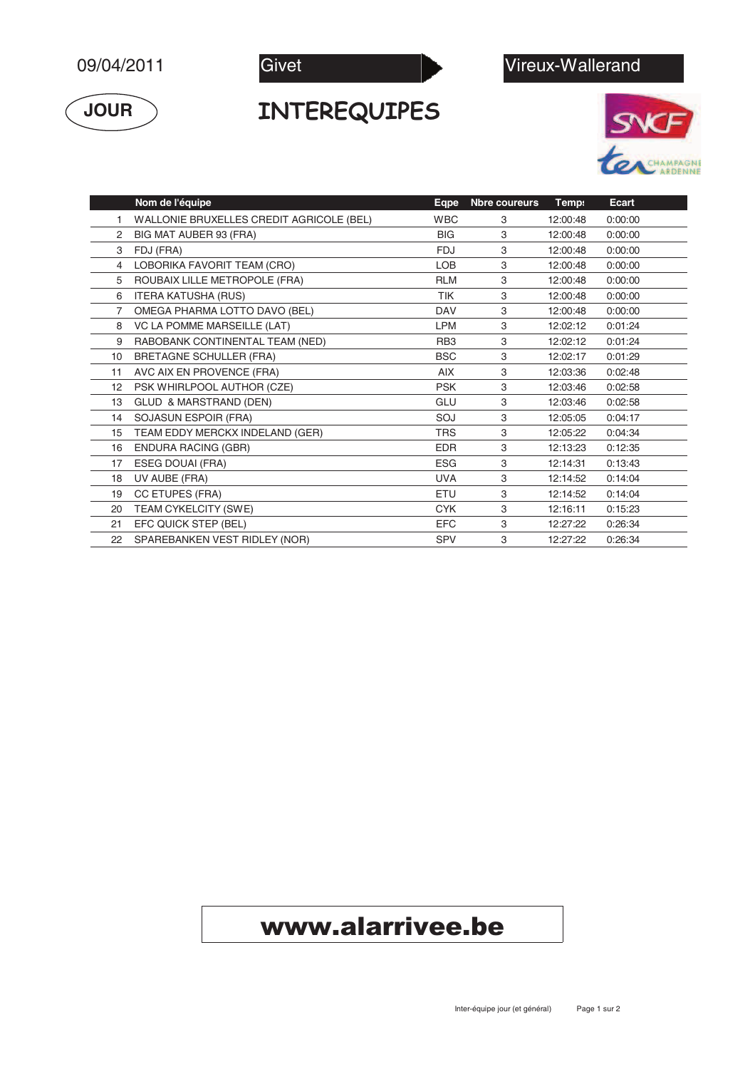09/04/2011

Givet → Vireux-Wallerand

JOUR

# INTEREQUIPES

| | Nom de l'équipe | Eqpe | Nbre coureurs | Temps | Ecart |
|---|---|---|---|---|---|
| 1 | WALLONIE BRUXELLES CREDIT AGRICOLE (BEL) | WBC | 3 | 12:00:48 | 0:00:00 |
| 2 | BIG MAT AUBER 93 (FRA) | BIG | 3 | 12:00:48 | 0:00:00 |
| 3 | FDJ (FRA) | FDJ | 3 | 12:00:48 | 0:00:00 |
| 4 | LOBORIKA FAVORIT TEAM (CRO) | LOB | 3 | 12:00:48 | 0:00:00 |
| 5 | ROUBAIX LILLE METROPOLE (FRA) | RLM | 3 | 12:00:48 | 0:00:00 |
| 6 | ITERA KATUSHA (RUS) | TIK | 3 | 12:00:48 | 0:00:00 |
| 7 | OMEGA PHARMA LOTTO DAVO (BEL) | DAV | 3 | 12:00:48 | 0:00:00 |
| 8 | VC LA POMME MARSEILLE (LAT) | LPM | 3 | 12:02:12 | 0:01:24 |
| 9 | RABOBANK CONTINENTAL TEAM (NED) | RB3 | 3 | 12:02:12 | 0:01:24 |
| 10 | BRETAGNE SCHULLER (FRA) | BSC | 3 | 12:02:17 | 0:01:29 |
| 11 | AVC AIX EN PROVENCE (FRA) | AIX | 3 | 12:03:36 | 0:02:48 |
| 12 | PSK WHIRLPOOL AUTHOR (CZE) | PSK | 3 | 12:03:46 | 0:02:58 |
| 13 | GLUD & MARSTRAND (DEN) | GLU | 3 | 12:03:46 | 0:02:58 |
| 14 | SOJASUN ESPOIR (FRA) | SOJ | 3 | 12:05:05 | 0:04:17 |
| 15 | TEAM EDDY MERCKX INDELAND (GER) | TRS | 3 | 12:05:22 | 0:04:34 |
| 16 | ENDURA RACING (GBR) | EDR | 3 | 12:13:23 | 0:12:35 |
| 17 | ESEG DOUAI (FRA) | ESG | 3 | 12:14:31 | 0:13:43 |
| 18 | UV AUBE (FRA) | UVA | 3 | 12:14:52 | 0:14:04 |
| 19 | CC ETUPES (FRA) | ETU | 3 | 12:14:52 | 0:14:04 |
| 20 | TEAM CYKELCITY (SWE) | CYK | 3 | 12:16:11 | 0:15:23 |
| 21 | EFC QUICK STEP (BEL) | EFC | 3 | 12:27:22 | 0:26:34 |
| 22 | SPAREBANKEN VEST RIDLEY (NOR) | SPV | 3 | 12:27:22 | 0:26:34 |

**www.alarrivee.be**

Inter-équipe jour (et général)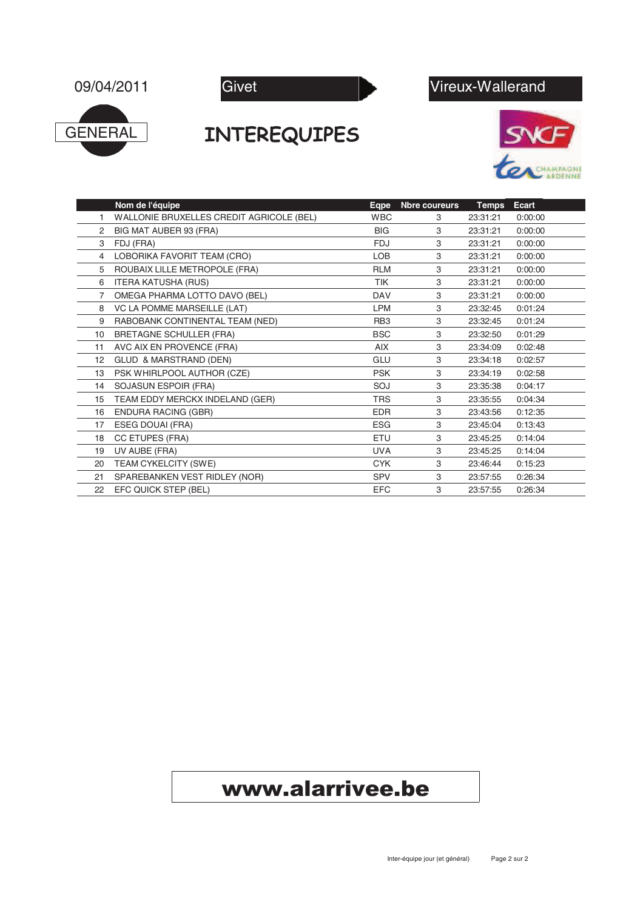09/04/2011

Givet → Vireux-Wallerand

GENERAL

# INTEREQUIPES

| | Nom de l'équipe | Eqpe | Nbre coureurs | Temps | Ecart |
|---|---|---|---|---|---|
| 1 | WALLONIE BRUXELLES CREDIT AGRICOLE (BEL) | WBC | 3 | 23:31:21 | 0:00:00 |
| 2 | BIG MAT AUBER 93 (FRA) | BIG | 3 | 23:31:21 | 0:00:00 |
| 3 | FDJ (FRA) | FDJ | 3 | 23:31:21 | 0:00:00 |
| 4 | LOBORIKA FAVORIT TEAM (CRO) | LOB | 3 | 23:31:21 | 0:00:00 |
| 5 | ROUBAIX LILLE METROPOLE (FRA) | RLM | 3 | 23:31:21 | 0:00:00 |
| 6 | ITERA KATUSHA (RUS) | TIK | 3 | 23:31:21 | 0:00:00 |
| 7 | OMEGA PHARMA LOTTO DAVO (BEL) | DAV | 3 | 23:31:21 | 0:00:00 |
| 8 | VC LA POMME MARSEILLE (LAT) | LPM | 3 | 23:32:45 | 0:01:24 |
| 9 | RABOBANK CONTINENTAL TEAM (NED) | RB3 | 3 | 23:32:45 | 0:01:24 |
| 10 | BRETAGNE SCHULLER (FRA) | BSC | 3 | 23:32:50 | 0:01:29 |
| 11 | AVC AIX EN PROVENCE (FRA) | AIX | 3 | 23:34:09 | 0:02:48 |
| 12 | GLUD & MARSTRAND (DEN) | GLU | 3 | 23:34:18 | 0:02:57 |
| 13 | PSK WHIRLPOOL AUTHOR (CZE) | PSK | 3 | 23:34:19 | 0:02:58 |
| 14 | SOJASUN ESPOIR (FRA) | SOJ | 3 | 23:35:38 | 0:04:17 |
| 15 | TEAM EDDY MERCKX INDELAND (GER) | TRS | 3 | 23:35:55 | 0:04:34 |
| 16 | ENDURA RACING (GBR) | EDR | 3 | 23:43:56 | 0:12:35 |
| 17 | ESEG DOUAI (FRA) | ESG | 3 | 23:45:04 | 0:13:43 |
| 18 | CC ETUPES (FRA) | ETU | 3 | 23:45:25 | 0:14:04 |
| 19 | UV AUBE (FRA) | UVA | 3 | 23:45:25 | 0:14:04 |
| 20 | TEAM CYKELCITY (SWE) | CYK | 3 | 23:46:44 | 0:15:23 |
| 21 | SPAREBANKEN VEST RIDLEY (NOR) | SPV | 3 | 23:57:55 | 0:26:34 |
| 22 | EFC QUICK STEP (BEL) | EFC | 3 | 23:57:55 | 0:26:34 |

**www.alarrivee.be**

Inter-équipe jour (et général)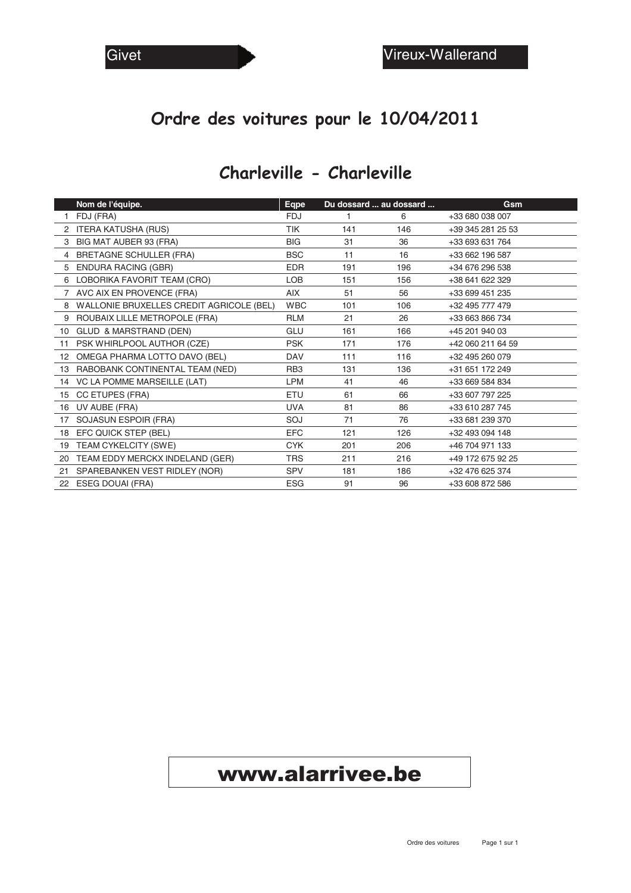Givet ▶ Vireux-Wallerand

# Ordre des voitures pour le 10/04/2011

## Charleville - Charleville

| | Nom de l'équipe. | Eqpe | Du dossard ... | au dossard ... | Gsm |
|---|---|---|---|---|---|
| 1 | FDJ (FRA) | FDJ | 1 | 6 | +33 680 038 007 |
| 2 | ITERA KATUSHA (RUS) | TIK | 141 | 146 | +39 345 281 25 53 |
| 3 | BIG MAT AUBER 93 (FRA) | BIG | 31 | 36 | +33 693 631 764 |
| 4 | BRETAGNE SCHULLER (FRA) | BSC | 11 | 16 | +33 662 196 587 |
| 5 | ENDURA RACING (GBR) | EDR | 191 | 196 | +34 676 296 538 |
| 6 | LOBORIKA FAVORIT TEAM (CRO) | LOB | 151 | 156 | +38 641 622 329 |
| 7 | AVC AIX EN PROVENCE (FRA) | AIX | 51 | 56 | +33 699 451 235 |
| 8 | WALLONIE BRUXELLES CREDIT AGRICOLE (BEL) | WBC | 101 | 106 | +32 495 777 479 |
| 9 | ROUBAIX LILLE METROPOLE (FRA) | RLM | 21 | 26 | +33 663 866 734 |
| 10 | GLUD & MARSTRAND (DEN) | GLU | 161 | 166 | +45 201 940 03 |
| 11 | PSK WHIRLPOOL AUTHOR (CZE) | PSK | 171 | 176 | +42 060 211 64 59 |
| 12 | OMEGA PHARMA LOTTO DAVO (BEL) | DAV | 111 | 116 | +32 495 260 079 |
| 13 | RABOBANK CONTINENTAL TEAM (NED) | RB3 | 131 | 136 | +31 651 172 249 |
| 14 | VC LA POMME MARSEILLE (LAT) | LPM | 41 | 46 | +33 669 584 834 |
| 15 | CC ETUPES (FRA) | ETU | 61 | 66 | +33 607 797 225 |
| 16 | UV AUBE (FRA) | UVA | 81 | 86 | +33 610 287 745 |
| 17 | SOJASUN ESPOIR (FRA) | SOJ | 71 | 76 | +33 681 239 370 |
| 18 | EFC QUICK STEP (BEL) | EFC | 121 | 126 | +32 493 094 148 |
| 19 | TEAM CYKELCITY (SWE) | CYK | 201 | 206 | +46 704 971 133 |
| 20 | TEAM EDDY MERCKX INDELAND (GER) | TRS | 211 | 216 | +49 172 675 92 25 |
| 21 | SPAREBANKEN VEST RIDLEY (NOR) | SPV | 181 | 186 | +32 476 625 374 |
| 22 | ESEG DOUAI (FRA) | ESG | 91 | 96 | +33 608 872 586 |

**www.alarrivee.be**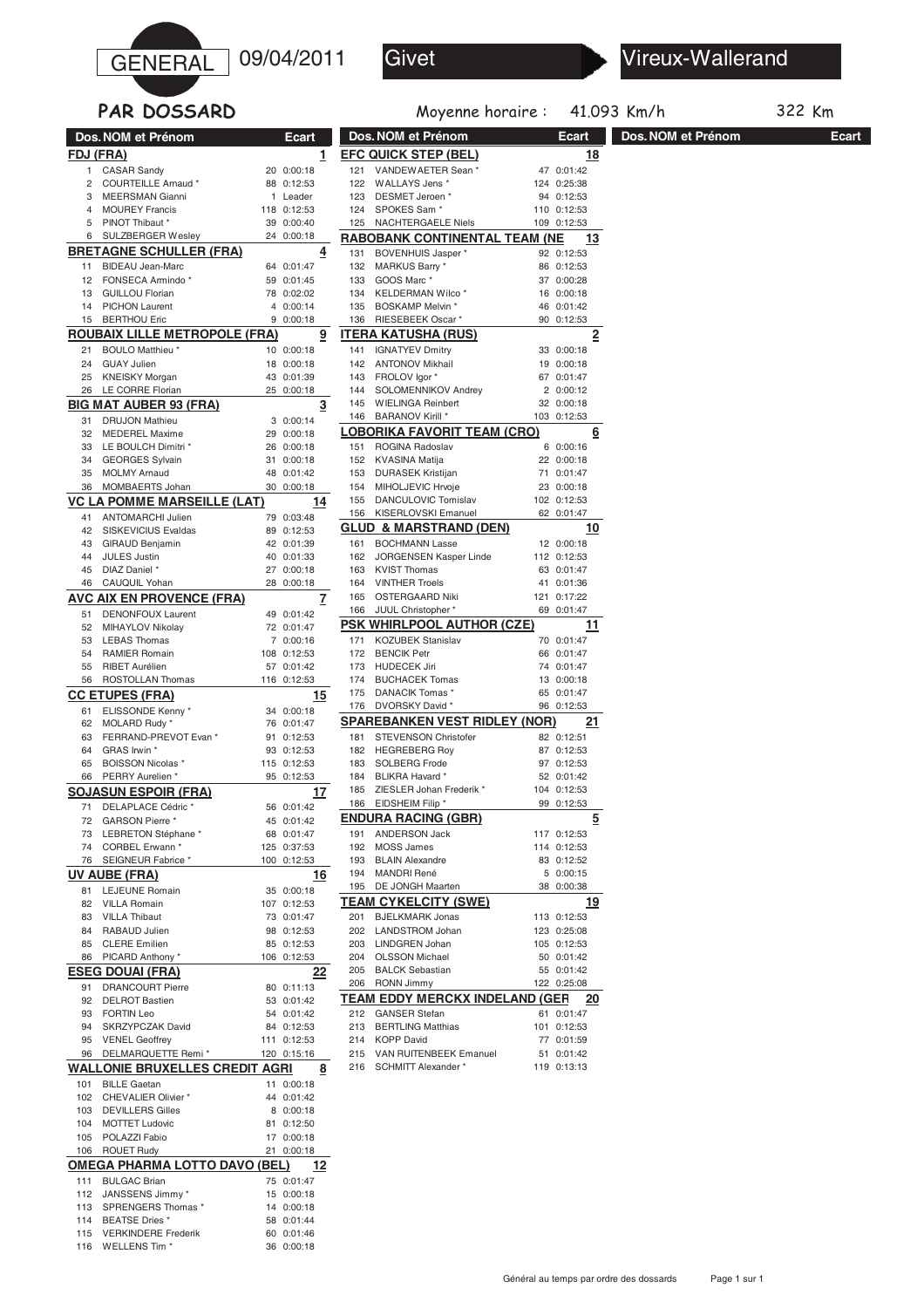# GENERAL 09/04/2011 Givet → Vireux-Wallerand

**PAR DOSSARD**

Moyenne horaire : 41.093 Km/h — 322 Km

## FDJ (FRA) — 1

| Dos. | NOM et Prénom | Place | Ecart |
|---|---|---|---|
| 1 | CASAR Sandy | 20 | 0:00:18 |
| 2 | COURTEILLE Arnaud * | 88 | 0:12:53 |
| 3 | MEERSMAN Gianni | 1 | Leader |
| 4 | MOUREY Francis | 118 | 0:12:53 |
| 5 | PINOT Thibaut * | 39 | 0:00:40 |
| 6 | SULZBERGER Wesley | 24 | 0:00:18 |

## BRETAGNE SCHULLER (FRA) — 4

| Dos. | NOM et Prénom | Place | Ecart |
|---|---|---|---|
| 11 | BIDEAU Jean-Marc | 64 | 0:01:47 |
| 12 | FONSECA Armindo * | 59 | 0:01:45 |
| 13 | GUILLOU Florian | 78 | 0:02:02 |
| 14 | PICHON Laurent | 4 | 0:00:14 |
| 15 | BERTHOU Eric | 9 | 0:00:18 |

## ROUBAIX LILLE METROPOLE (FRA) — 9

| Dos. | NOM et Prénom | Place | Ecart |
|---|---|---|---|
| 21 | BOULO Matthieu * | 10 | 0:00:18 |
| 24 | GUAY Julien | 18 | 0:00:18 |
| 25 | KNEISKY Morgan | 43 | 0:01:39 |
| 26 | LE CORRE Florian | 25 | 0:00:18 |

## BIG MAT AUBER 93 (FRA) — 3

| Dos. | NOM et Prénom | Place | Ecart |
|---|---|---|---|
| 31 | DRUJON Mathieu | 3 | 0:00:14 |
| 32 | MEDEREL Maxime | 29 | 0:00:18 |
| 33 | LE BOULCH Dimitri * | 26 | 0:00:18 |
| 34 | GEORGES Sylvain | 31 | 0:00:18 |
| 35 | MOLMY Arnaud | 48 | 0:01:42 |
| 36 | MOMBAERTS Johan | 30 | 0:00:18 |

## VC LA POMME MARSEILLE (LAT) — 14

| Dos. | NOM et Prénom | Place | Ecart |
|---|---|---|---|
| 41 | ANTOMARCHI Julien | 79 | 0:03:48 |
| 42 | SISKEVICIUS Evaldas | 89 | 0:12:53 |
| 43 | GIRAUD Benjamin | 42 | 0:01:39 |
| 44 | JULES Justin | 40 | 0:01:33 |
| 45 | DIAZ Daniel * | 27 | 0:00:18 |
| 46 | CAUQUIL Yohan | 28 | 0:00:18 |

## AVC AIX EN PROVENCE (FRA) — 7

| Dos. | NOM et Prénom | Place | Ecart |
|---|---|---|---|
| 51 | DENONFOUX Laurent | 49 | 0:01:42 |
| 52 | MIHAYLOV Nikolay | 72 | 0:01:47 |
| 53 | LEBAS Thomas | 7 | 0:00:16 |
| 54 | RAMIER Romain | 108 | 0:12:53 |
| 55 | RIBET Aurélien | 57 | 0:01:42 |
| 56 | ROSTOLLAN Thomas | 116 | 0:12:53 |

## CC ETUPES (FRA) — 15

| Dos. | NOM et Prénom | Place | Ecart |
|---|---|---|---|
| 61 | ELISSONDE Kenny * | 34 | 0:00:18 |
| 62 | MOLARD Rudy * | 76 | 0:01:47 |
| 63 | FERRAND-PREVOT Evan * | 91 | 0:12:53 |
| 64 | GRAS Irwin * | 93 | 0:12:53 |
| 65 | BOISSON Nicolas * | 115 | 0:12:53 |
| 66 | PERRY Aurelien * | 95 | 0:12:53 |

## SOJASUN ESPOIR (FRA) — 17

| Dos. | NOM et Prénom | Place | Ecart |
|---|---|---|---|
| 71 | DELAPLACE Cédric * | 56 | 0:01:42 |
| 72 | GARSON Pierre * | 45 | 0:01:42 |
| 73 | LEBRETON Stéphane * | 68 | 0:01:47 |
| 74 | CORBEL Erwann * | 125 | 0:37:53 |
| 76 | SEIGNEUR Fabrice * | 100 | 0:12:53 |

## UV AUBE (FRA) — 16

| Dos. | NOM et Prénom | Place | Ecart |
|---|---|---|---|
| 81 | LEJEUNE Romain | 35 | 0:00:18 |
| 82 | VILLA Romain | 107 | 0:12:53 |
| 83 | VILLA Thibaut | 73 | 0:01:47 |
| 84 | RABAUD Julien | 98 | 0:12:53 |
| 85 | CLERE Emilien | 85 | 0:12:53 |
| 86 | PICARD Anthony * | 106 | 0:12:53 |

## ESEG DOUAI (FRA) — 22

| Dos. | NOM et Prénom | Place | Ecart |
|---|---|---|---|
| 91 | DRANCOURT Pierre | 80 | 0:11:13 |
| 92 | DELROT Bastien | 53 | 0:01:42 |
| 93 | FORTIN Leo | 54 | 0:01:42 |
| 94 | SKRZYPCZAK David | 84 | 0:12:53 |
| 95 | VENEL Geoffrey | 111 | 0:12:53 |
| 96 | DELMARQUETTE Remi * | 120 | 0:15:16 |

## WALLONIE BRUXELLES CREDIT AGRI — 8

| Dos. | NOM et Prénom | Place | Ecart |
|---|---|---|---|
| 101 | BILLE Gaetan | 11 | 0:00:18 |
| 102 | CHEVALIER Olivier * | 44 | 0:01:42 |
| 103 | DEVILLERS Gilles | 8 | 0:00:18 |
| 104 | MOTTET Ludovic | 81 | 0:12:50 |
| 105 | POLAZZI Fabio | 17 | 0:00:18 |
| 106 | ROUET Rudy | 21 | 0:00:18 |

## OMEGA PHARMA LOTTO DAVO (BEL) — 12

| Dos. | NOM et Prénom | Place | Ecart |
|---|---|---|---|
| 111 | BULGAC Brian | 75 | 0:01:47 |
| 112 | JANSSENS Jimmy * | 15 | 0:00:18 |
| 113 | SPRENGERS Thomas * | 14 | 0:00:18 |
| 114 | BEATSE Dries * | 58 | 0:01:44 |
| 115 | VERKINDERE Frederik | 60 | 0:01:46 |
| 116 | WELLENS Tim * | 36 | 0:00:18 |

## EFC QUICK STEP (BEL) — 18

| Dos. | NOM et Prénom | Place | Ecart |
|---|---|---|---|
| 121 | VANDEWAETER Sean * | 47 | 0:01:42 |
| 122 | WALLAYS Jens * | 124 | 0:25:38 |
| 123 | DESMET Jeroen * | 94 | 0:12:53 |
| 124 | SPOKES Sam * | 110 | 0:12:53 |
| 125 | NACHTERGAELE Niels | 109 | 0:12:53 |

## RABOBANK CONTINENTAL TEAM (NE — 13

| Dos. | NOM et Prénom | Place | Ecart |
|---|---|---|---|
| 131 | BOVENHUIS Jasper * | 92 | 0:12:53 |
| 132 | MARKUS Barry * | 86 | 0:12:53 |
| 133 | GOOS Marc * | 37 | 0:00:28 |
| 134 | KELDERMAN Wilco * | 16 | 0:00:18 |
| 135 | BOSKAMP Melvin * | 46 | 0:01:42 |
| 136 | RIESEBEEK Oscar * | 90 | 0:12:53 |

## ITERA KATUSHA (RUS) — 2

| Dos. | NOM et Prénom | Place | Ecart |
|---|---|---|---|
| 141 | IGNATYEV Dmitry | 33 | 0:00:18 |
| 142 | ANTONOV Mikhail | 19 | 0:00:18 |
| 143 | FROLOV Igor * | 67 | 0:01:47 |
| 144 | SOLOMENNIKOV Andrey | 2 | 0:00:12 |
| 145 | WIELINGA Reinbert | 32 | 0:00:18 |
| 146 | BARANOV Kirill * | 103 | 0:12:53 |

## LOBORIKA FAVORIT TEAM (CRO) — 6

| Dos. | NOM et Prénom | Place | Ecart |
|---|---|---|---|
| 151 | ROGINA Radoslav | 6 | 0:00:16 |
| 152 | KVASINA Matija | 22 | 0:00:18 |
| 153 | DURASEK Kristijan | 71 | 0:01:47 |
| 154 | MIHOLJEVIC Hrvoje | 23 | 0:00:18 |
| 155 | DANCULOVIC Tomislav | 102 | 0:12:53 |
| 156 | KISERLOVSKI Emanuel | 62 | 0:01:47 |

## GLUD & MARSTRAND (DEN) — 10

| Dos. | NOM et Prénom | Place | Ecart |
|---|---|---|---|
| 161 | BOCHMANN Lasse | 12 | 0:00:18 |
| 162 | JORGENSEN Kasper Linde | 112 | 0:12:53 |
| 163 | KVIST Thomas | 63 | 0:01:47 |
| 164 | VINTHER Troels | 41 | 0:01:36 |
| 165 | OSTERGAARD Niki | 121 | 0:17:22 |
| 166 | JUUL Christopher * | 69 | 0:01:47 |

## PSK WHIRLPOOL AUTHOR (CZE) — 11

| Dos. | NOM et Prénom | Place | Ecart |
|---|---|---|---|
| 171 | KOZUBEK Stanislav | 70 | 0:01:47 |
| 172 | BENCIK Petr | 66 | 0:01:47 |
| 173 | HUDECEK Jiri | 74 | 0:01:47 |
| 174 | BUCHACEK Tomas | 13 | 0:00:18 |
| 175 | DANACIK Tomas * | 65 | 0:01:47 |
| 176 | DVORSKY David * | 96 | 0:12:53 |

## SPAREBANKEN VEST RIDLEY (NOR) — 21

| Dos. | NOM et Prénom | Place | Ecart |
|---|---|---|---|
| 181 | STEVENSON Christofer | 82 | 0:12:51 |
| 182 | HEGREBERG Roy | 87 | 0:12:53 |
| 183 | SOLBERG Frode | 97 | 0:12:53 |
| 184 | BLIKRA Havard * | 52 | 0:01:42 |
| 185 | ZIESLER Johan Frederik * | 104 | 0:12:53 |
| 186 | EIDSHEIM Filip * | 99 | 0:12:53 |

## ENDURA RACING (GBR) — 5

| Dos. | NOM et Prénom | Place | Ecart |
|---|---|---|---|
| 191 | ANDERSON Jack | 117 | 0:12:53 |
| 192 | MOSS James | 114 | 0:12:53 |
| 193 | BLAIN Alexandre | 83 | 0:12:52 |
| 194 | MANDRI René | 5 | 0:00:15 |
| 195 | DE JONGH Maarten | 38 | 0:00:38 |

## TEAM CYKELCITY (SWE) — 19

| Dos. | NOM et Prénom | Place | Ecart |
|---|---|---|---|
| 201 | BJELKMARK Jonas | 113 | 0:12:53 |
| 202 | LANDSTROM Johan | 123 | 0:25:08 |
| 203 | LINDGREN Johan | 105 | 0:12:53 |
| 204 | OLSSON Michael | 50 | 0:01:42 |
| 205 | BALCK Sebastian | 55 | 0:01:42 |
| 206 | RONN Jimmy | 122 | 0:25:08 |

## TEAM EDDY MERCKX INDELAND (GER — 20

| Dos. | NOM et Prénom | Place | Ecart |
|---|---|---|---|
| 212 | GANSER Stefan | 61 | 0:01:47 |
| 213 | BERTLING Matthias | 101 | 0:12:53 |
| 214 | KOPP David | 77 | 0:01:59 |
| 215 | VAN RUITENBEEK Emanuel | 51 | 0:01:42 |
| 216 | SCHMITT Alexander * | 119 | 0:13:13 |

Général au temps par ordre des dossards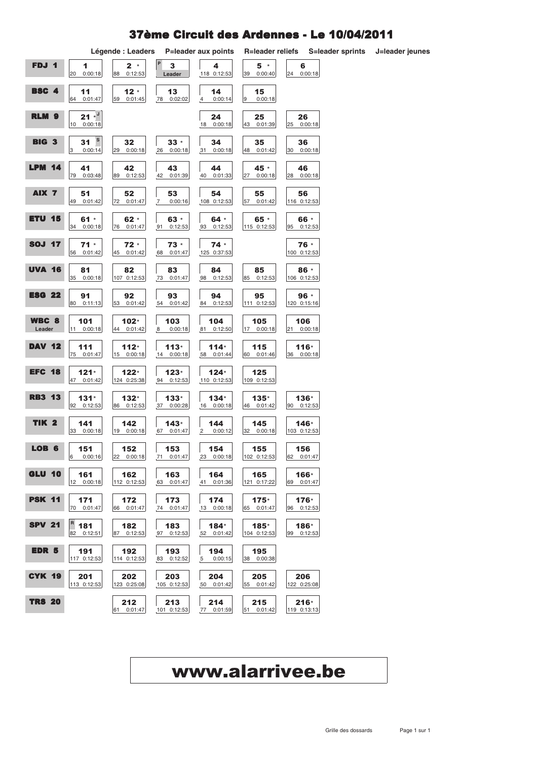# 37ème Circuit des Ardennes - Le 10/04/2011

Légende : Leaders P=leader aux points R=leader reliefs S=leader sprints J=leader jeunes

| Équipe | | | | | | |
|---|---|---|---|---|---|---|
| FDJ 1 | 1 — 20 0:00:18 | 2 * — 88 0:12:53 | P 3 — Leader | 4 — 118 0:12:53 | 5 * — 39 0:00:40 | 6 — 24 0:00:18 |
| BSC 4 | 11 — 64 0:01:47 | 12 * — 59 0:01:45 | 13 — 78 0:02:02 | 14 — 4 0:00:14 | 15 — 9 0:00:18 | |
| RLM 9 | 21 * J — 10 0:00:18 | | | 24 — 18 0:00:18 | 25 — 43 0:01:39 | 26 — 25 0:00:18 |
| BIG 3 | 31 S — 3 0:00:14 | 32 — 29 0:00:18 | 33 * — 26 0:00:18 | 34 — 31 0:00:18 | 35 — 48 0:01:42 | 36 — 30 0:00:18 |
| LPM 14 | 41 — 79 0:03:48 | 42 — 89 0:12:53 | 43 — 42 0:01:39 | 44 — 40 0:01:33 | 45 * — 27 0:00:18 | 46 — 28 0:00:18 |
| AIX 7 | 51 — 49 0:01:42 | 52 — 72 0:01:47 | 53 — 7 0:00:16 | 54 — 108 0:12:53 | 55 — 57 0:01:42 | 56 — 116 0:12:53 |
| ETU 15 | 61 * — 34 0:00:18 | 62 * — 76 0:01:47 | 63 * — 91 0:12:53 | 64 * — 93 0:12:53 | 65 * — 115 0:12:53 | 66 * — 95 0:12:53 |
| SOJ 17 | 71 * — 56 0:01:42 | 72 * — 45 0:01:42 | 73 * — 68 0:01:47 | 74 * — 125 0:37:53 | | 76 * — 100 0:12:53 |
| UVA 16 | 81 — 35 0:00:18 | 82 — 107 0:12:53 | 83 — 73 0:01:47 | 84 — 98 0:12:53 | 85 — 85 0:12:53 | 86 * — 106 0:12:53 |
| ESG 22 | 91 — 80 0:11:13 | 92 — 53 0:01:42 | 93 — 54 0:01:42 | 94 — 84 0:12:53 | 95 — 111 0:12:53 | 96 * — 120 0:15:16 |
| WBC 8 Leader | 101 — 11 0:00:18 | 102* — 44 0:01:42 | 103 — 8 0:00:18 | 104 — 81 0:12:50 | 105 — 17 0:00:18 | 106 — 21 0:00:18 |
| DAV 12 | 111 — 75 0:01:47 | 112* — 15 0:00:18 | 113* — 14 0:00:18 | 114* — 58 0:01:44 | 115 — 60 0:01:46 | 116* — 36 0:00:18 |
| EFC 18 | 121* — 47 0:01:42 | 122* — 124 0:25:38 | 123* — 94 0:12:53 | 124* — 110 0:12:53 | 125 — 109 0:12:53 | |
| RB3 13 | 131* — 92 0:12:53 | 132* — 86 0:12:53 | 133* — 37 0:00:28 | 134* — 16 0:00:18 | 135* — 46 0:01:42 | 136* — 90 0:12:53 |
| TIK 2 | 141 — 33 0:00:18 | 142 — 19 0:00:18 | 143* — 67 0:01:47 | 144 — 2 0:00:12 | 145 — 32 0:00:18 | 146* — 103 0:12:53 |
| LOB 6 | 151 — 6 0:00:16 | 152 — 22 0:00:18 | 153 — 71 0:01:47 | 154 — 23 0:00:18 | 155 — 102 0:12:53 | 156 — 62 0:01:47 |
| GLU 10 | 161 — 12 0:00:18 | 162 — 112 0:12:53 | 163 — 63 0:01:47 | 164 — 41 0:01:36 | 165 — 121 0:17:22 | 166* — 69 0:01:47 |
| PSK 11 | 171 — 70 0:01:47 | 172 — 66 0:01:47 | 173 — 74 0:01:47 | 174 — 13 0:00:18 | 175* — 65 0:01:47 | 176* — 96 0:12:53 |
| SPV 21 | R 181 — 82 0:12:51 | 182 — 87 0:12:53 | 183 — 97 0:12:53 | 184* — 52 0:01:42 | 185* — 104 0:12:53 | 186* — 99 0:12:53 |
| EDR 5 | 191 — 117 0:12:53 | 192 — 114 0:12:53 | 193 — 83 0:12:52 | 194 — 5 0:00:15 | 195 — 38 0:00:38 | |
| CYK 19 | 201 — 113 0:12:53 | 202 — 123 0:25:08 | 203 — 105 0:12:53 | 204 — 50 0:01:42 | 205 — 55 0:01:42 | 206 — 122 0:25:08 |
| TRS 20 | | 212 — 61 0:01:47 | 213 — 101 0:12:53 | 214 — 77 0:01:59 | 215 — 51 0:01:42 | 216* — 119 0:13:13 |

**www.alarrivee.be**

Grille des dossards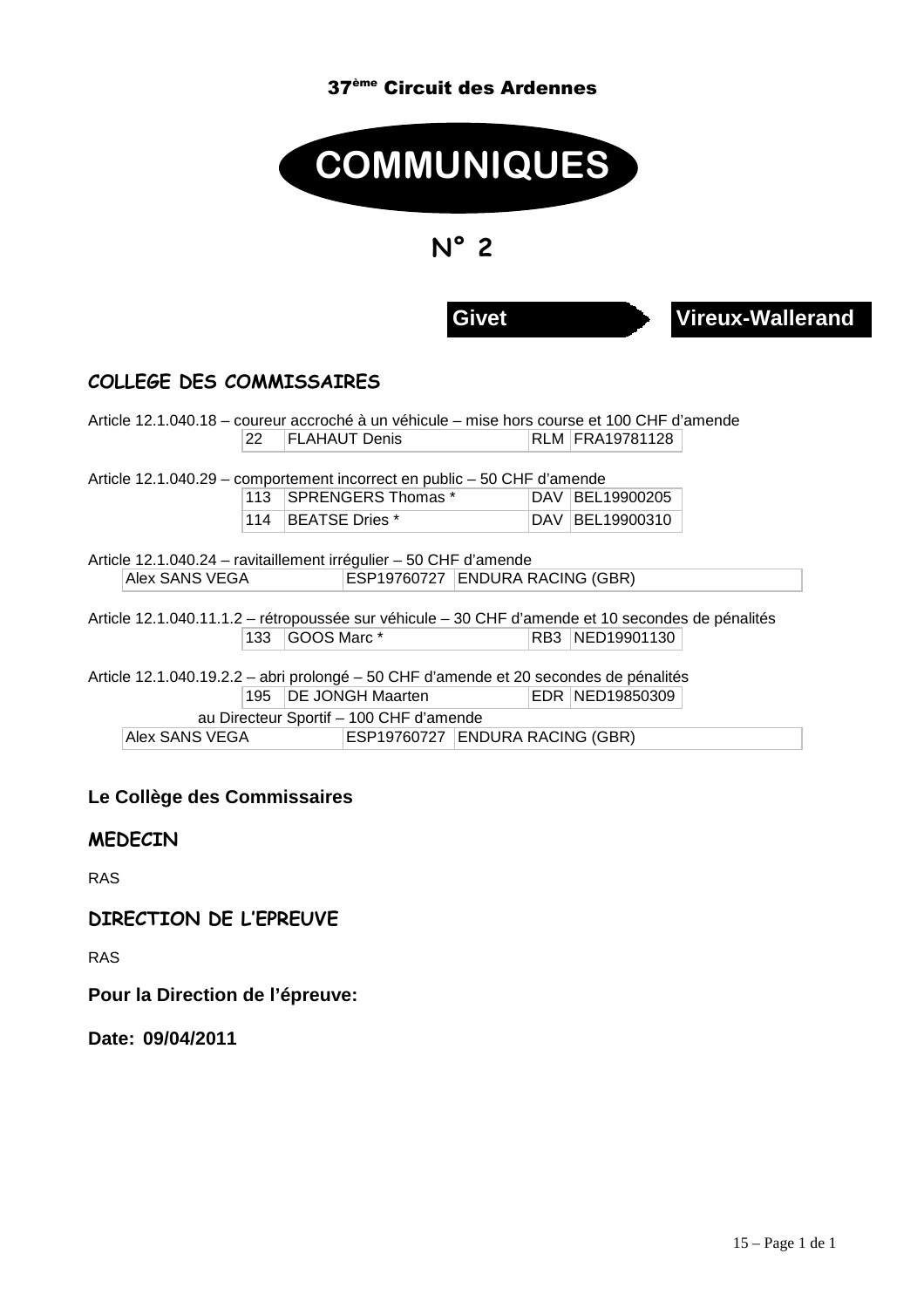37[ème] Circuit des Ardennes

# COMMUNIQUES

## N° 2

**Givet** → **Vireux-Wallerand**

### COLLEGE DES COMMISSAIRES

Article 12.1.040.18 – coureur accroché à un véhicule – mise hors course et 100 CHF d'amende

| | | | |
|---|---|---|---|
| 22 | FLAHAUT Denis | RLM | FRA19781128 |

Article 12.1.040.29 – comportement incorrect en public – 50 CHF d'amende

| | | | |
|---|---|---|---|
| 113 | SPRENGERS Thomas * | DAV | BEL19900205 |
| 114 | BEATSE Dries * | DAV | BEL19900310 |

Article 12.1.040.24 – ravitaillement irrégulier – 50 CHF d'amende

| | | |
|---|---|---|
| Alex SANS VEGA | ESP19760727 | ENDURA RACING (GBR) |

Article 12.1.040.11.1.2 – rétropoussée sur véhicule – 30 CHF d'amende et 10 secondes de pénalités

| | | | |
|---|---|---|---|
| 133 | GOOS Marc * | RB3 | NED19901130 |

Article 12.1.040.19.2.2 – abri prolongé – 50 CHF d'amende et 20 secondes de pénalités

| | | | |
|---|---|---|---|
| 195 | DE JONGH Maarten | EDR | NED19850309 |

au Directeur Sportif – 100 CHF d'amende

| | | |
|---|---|---|
| Alex SANS VEGA | ESP19760727 | ENDURA RACING (GBR) |

**Le Collège des Commissaires**

### MEDECIN

RAS

### DIRECTION DE L'EPREUVE

RAS

**Pour la Direction de l'épreuve:**

**Date: 09/04/2011**